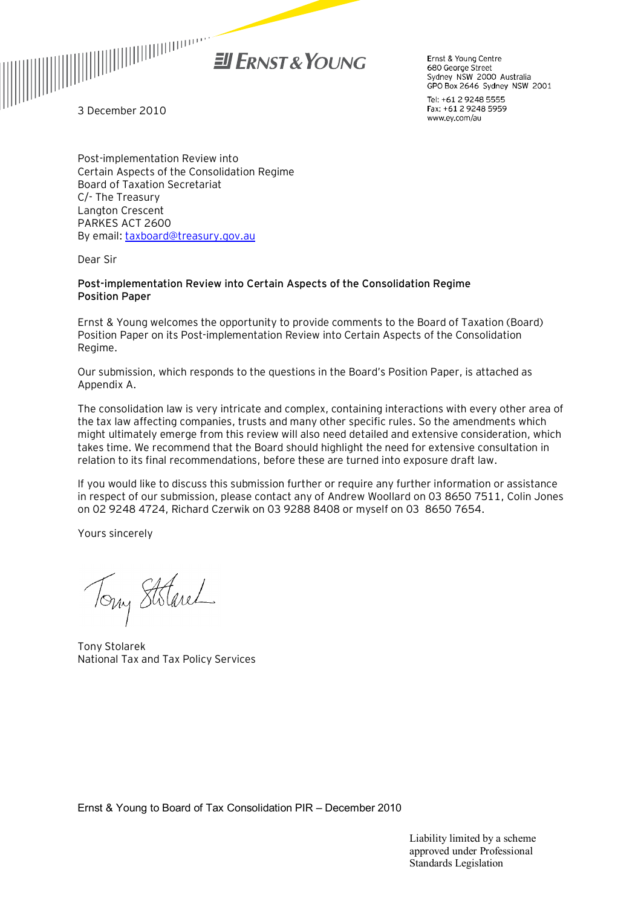**Ernst & Young**

Ernst & Young Centre
680 George Street
Sydney NSW 2000 Australia
GPO Box 2646 Sydney NSW 2001

Tel: +61 2 9248 5555
Fax: +61 2 9248 5959
www.ey.com/au

3 December 2010

Post-implementation Review into
Certain Aspects of the Consolidation Regime
Board of Taxation Secretariat
C/- The Treasury
Langton Crescent
PARKES ACT 2600
By email: taxboard@treasury.gov.au

Dear Sir

**Post-implementation Review into Certain Aspects of the Consolidation Regime**
**Position Paper**

Ernst & Young welcomes the opportunity to provide comments to the Board of Taxation (Board) Position Paper on its Post-implementation Review into Certain Aspects of the Consolidation Regime.

Our submission, which responds to the questions in the Board's Position Paper, is attached as Appendix A.

The consolidation law is very intricate and complex, containing interactions with every other area of the tax law affecting companies, trusts and many other specific rules. So the amendments which might ultimately emerge from this review will also need detailed and extensive consideration, which takes time. We recommend that the Board should highlight the need for extensive consultation in relation to its final recommendations, before these are turned into exposure draft law.

If you would like to discuss this submission further or require any further information or assistance in respect of our submission, please contact any of Andrew Woollard on 03 8650 7511, Colin Jones on 02 9248 4724, Richard Czerwik on 03 9288 8408 or myself on 03 8650 7654.

Yours sincerely

Tony Stolarek
National Tax and Tax Policy Services

Ernst & Young to Board of Tax Consolidation PIR – December 2010

Liability limited by a scheme approved under Professional Standards Legislation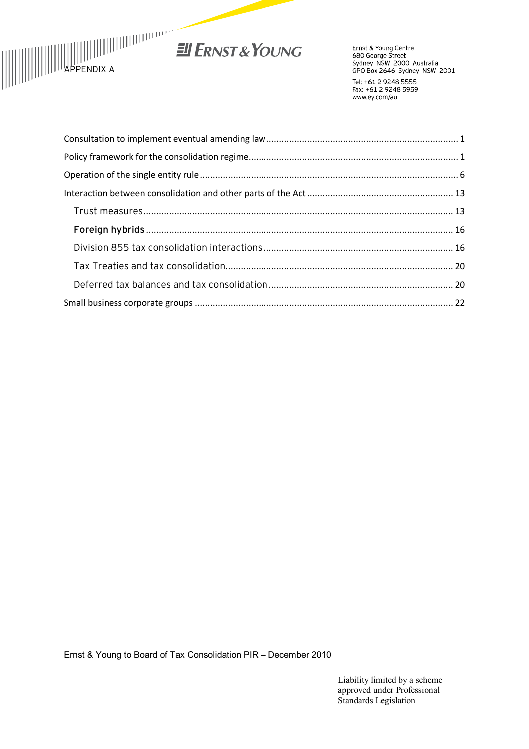APPENDIX A

Ernst & Young Centre
680 George Street
Sydney NSW 2000 Australia
GPO Box 2646 Sydney NSW 2001

Tel: +61 2 9248 5555
Fax: +61 2 9248 5959
www.ey.com/au

Consultation to implement eventual amending law .......... 1

Policy framework for the consolidation regime .......... 1

Operation of the single entity rule .......... 6

Interaction between consolidation and other parts of the Act .......... 13

- Trust measures .......... 13
- **Foreign hybrids** .......... 16
- Division 855 tax consolidation interactions .......... 16
- Tax Treaties and tax consolidation .......... 20
- Deferred tax balances and tax consolidation .......... 20

Small business corporate groups .......... 22

Ernst & Young to Board of Tax Consolidation PIR – December 2010

Liability limited by a scheme approved under Professional Standards Legislation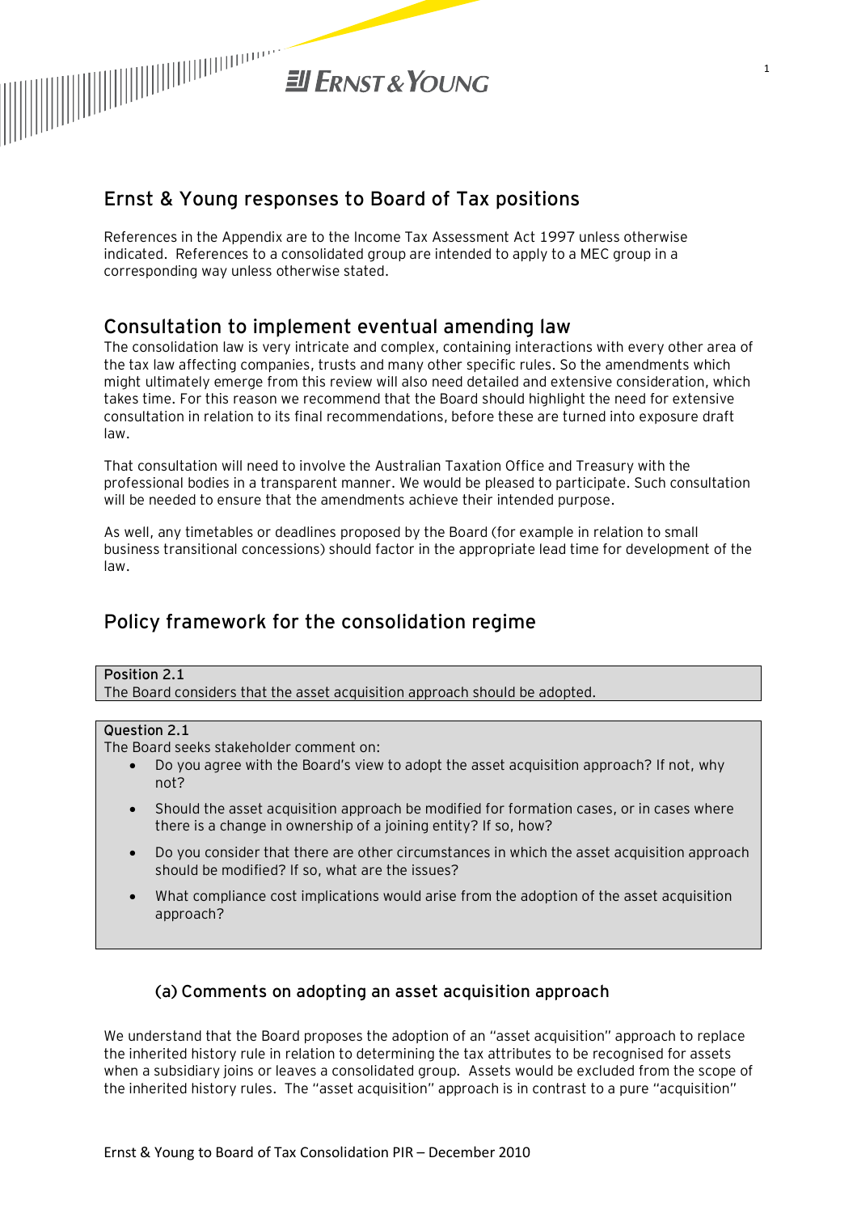# Ernst & Young responses to Board of Tax positions

References in the Appendix are to the Income Tax Assessment Act 1997 unless otherwise indicated. References to a consolidated group are intended to apply to a MEC group in a corresponding way unless otherwise stated.

## Consultation to implement eventual amending law

The consolidation law is very intricate and complex, containing interactions with every other area of the tax law affecting companies, trusts and many other specific rules. So the amendments which might ultimately emerge from this review will also need detailed and extensive consideration, which takes time. For this reason we recommend that the Board should highlight the need for extensive consultation in relation to its final recommendations, before these are turned into exposure draft law.

That consultation will need to involve the Australian Taxation Office and Treasury with the professional bodies in a transparent manner. We would be pleased to participate. Such consultation will be needed to ensure that the amendments achieve their intended purpose.

As well, any timetables or deadlines proposed by the Board (for example in relation to small business transitional concessions) should factor in the appropriate lead time for development of the law.

## Policy framework for the consolidation regime

**Position 2.1**
The Board considers that the asset acquisition approach should be adopted.

**Question 2.1**
The Board seeks stakeholder comment on:

- Do you agree with the Board's view to adopt the asset acquisition approach? If not, why not?
- Should the asset acquisition approach be modified for formation cases, or in cases where there is a change in ownership of a joining entity? If so, how?
- Do you consider that there are other circumstances in which the asset acquisition approach should be modified? If so, what are the issues?
- What compliance cost implications would arise from the adoption of the asset acquisition approach?

### (a) Comments on adopting an asset acquisition approach

We understand that the Board proposes the adoption of an "asset acquisition" approach to replace the inherited history rule in relation to determining the tax attributes to be recognised for assets when a subsidiary joins or leaves a consolidated group. Assets would be excluded from the scope of the inherited history rules. The "asset acquisition" approach is in contrast to a pure "acquisition"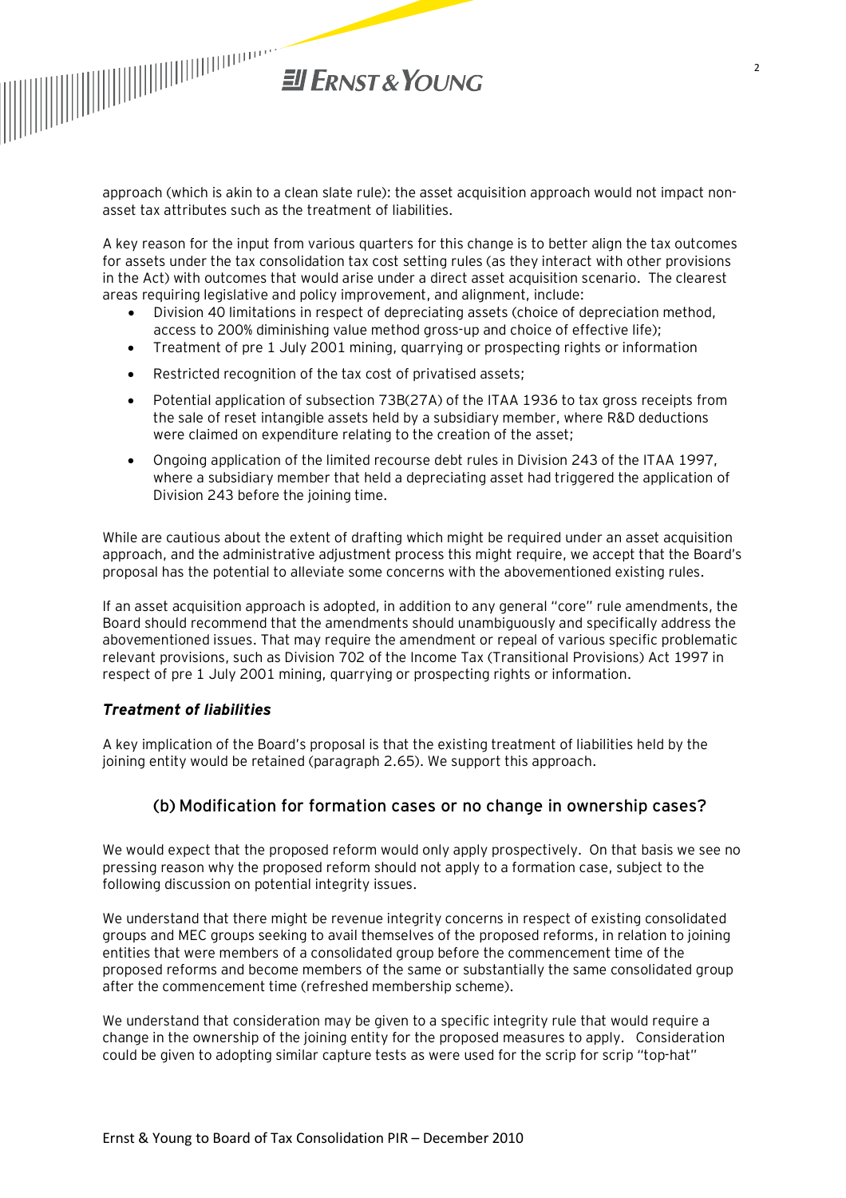approach (which is akin to a clean slate rule): the asset acquisition approach would not impact non-asset tax attributes such as the treatment of liabilities.

A key reason for the input from various quarters for this change is to better align the tax outcomes for assets under the tax consolidation tax cost setting rules (as they interact with other provisions in the Act) with outcomes that would arise under a direct asset acquisition scenario. The clearest areas requiring legislative and policy improvement, and alignment, include:

- Division 40 limitations in respect of depreciating assets (choice of depreciation method, access to 200% diminishing value method gross-up and choice of effective life);
- Treatment of pre 1 July 2001 mining, quarrying or prospecting rights or information
- Restricted recognition of the tax cost of privatised assets;
- Potential application of subsection 73B(27A) of the ITAA 1936 to tax gross receipts from the sale of reset intangible assets held by a subsidiary member, where R&D deductions were claimed on expenditure relating to the creation of the asset;
- Ongoing application of the limited recourse debt rules in Division 243 of the ITAA 1997, where a subsidiary member that held a depreciating asset had triggered the application of Division 243 before the joining time.

While are cautious about the extent of drafting which might be required under an asset acquisition approach, and the administrative adjustment process this might require, we accept that the Board's proposal has the potential to alleviate some concerns with the abovementioned existing rules.

If an asset acquisition approach is adopted, in addition to any general "core" rule amendments, the Board should recommend that the amendments should unambiguously and specifically address the abovementioned issues. That may require the amendment or repeal of various specific problematic relevant provisions, such as Division 702 of the Income Tax (Transitional Provisions) Act 1997 in respect of pre 1 July 2001 mining, quarrying or prospecting rights or information.

#### ***Treatment of liabilities***

A key implication of the Board's proposal is that the existing treatment of liabilities held by the joining entity would be retained (paragraph 2.65). We support this approach.

### (b) Modification for formation cases or no change in ownership cases?

We would expect that the proposed reform would only apply prospectively. On that basis we see no pressing reason why the proposed reform should not apply to a formation case, subject to the following discussion on potential integrity issues.

We understand that there might be revenue integrity concerns in respect of existing consolidated groups and MEC groups seeking to avail themselves of the proposed reforms, in relation to joining entities that were members of a consolidated group before the commencement time of the proposed reforms and become members of the same or substantially the same consolidated group after the commencement time (refreshed membership scheme).

We understand that consideration may be given to a specific integrity rule that would require a change in the ownership of the joining entity for the proposed measures to apply. Consideration could be given to adopting similar capture tests as were used for the scrip for scrip "top-hat"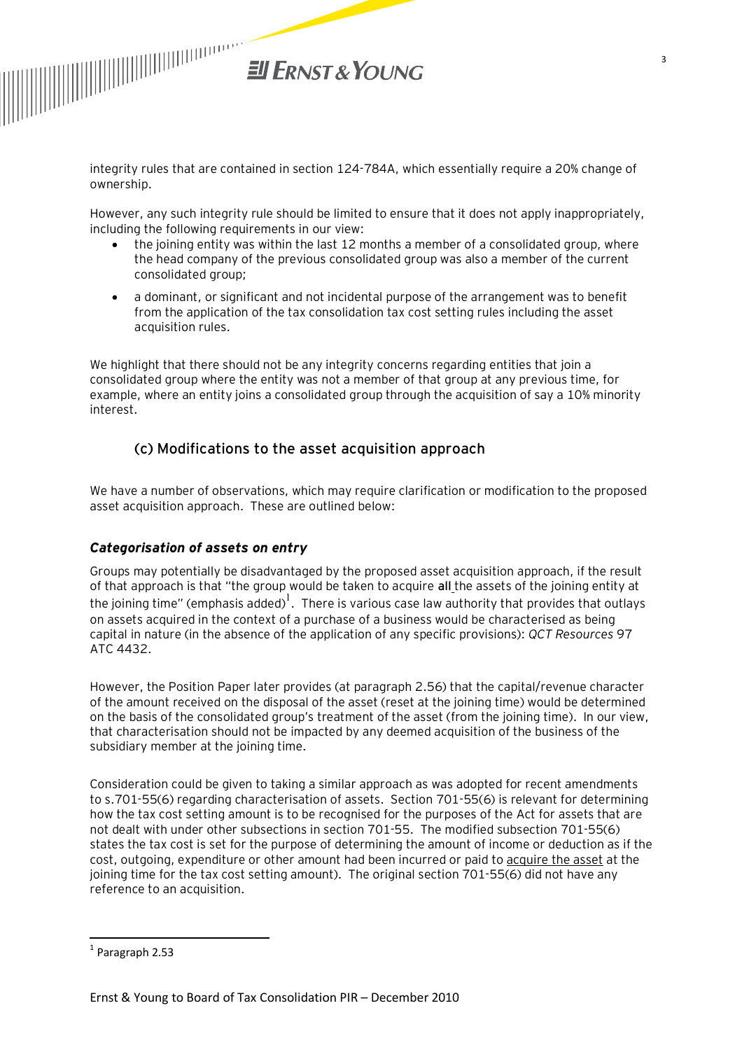integrity rules that are contained in section 124-784A, which essentially require a 20% change of ownership.

However, any such integrity rule should be limited to ensure that it does not apply inappropriately, including the following requirements in our view:

- the joining entity was within the last 12 months a member of a consolidated group, where the head company of the previous consolidated group was also a member of the current consolidated group;
- a dominant, or significant and not incidental purpose of the arrangement was to benefit from the application of the tax consolidation tax cost setting rules including the asset acquisition rules.

We highlight that there should not be any integrity concerns regarding entities that join a consolidated group where the entity was not a member of that group at any previous time, for example, where an entity joins a consolidated group through the acquisition of say a 10% minority interest.

## (c) Modifications to the asset acquisition approach

We have a number of observations, which may require clarification or modification to the proposed asset acquisition approach. These are outlined below:

### *Categorisation of assets on entry*

Groups may potentially be disadvantaged by the proposed asset acquisition approach, if the result of that approach is that "the group would be taken to acquire **all** the assets of the joining entity at the joining time" (emphasis added)[1]. There is various case law authority that provides that outlays on assets acquired in the context of a purchase of a business would be characterised as being capital in nature (in the absence of the application of any specific provisions): *QCT Resources* 97 ATC 4432.

However, the Position Paper later provides (at paragraph 2.56) that the capital/revenue character of the amount received on the disposal of the asset (reset at the joining time) would be determined on the basis of the consolidated group's treatment of the asset (from the joining time). In our view, that characterisation should not be impacted by any deemed acquisition of the business of the subsidiary member at the joining time.

Consideration could be given to taking a similar approach as was adopted for recent amendments to s.701-55(6) regarding characterisation of assets. Section 701-55(6) is relevant for determining how the tax cost setting amount is to be recognised for the purposes of the Act for assets that are not dealt with under other subsections in section 701-55. The modified subsection 701-55(6) states the tax cost is set for the purpose of determining the amount of income or deduction as if the cost, outgoing, expenditure or other amount had been incurred or paid to <u>acquire the asset</u> at the joining time for the tax cost setting amount). The original section 701-55(6) did not have any reference to an acquisition.

[1] Paragraph 2.53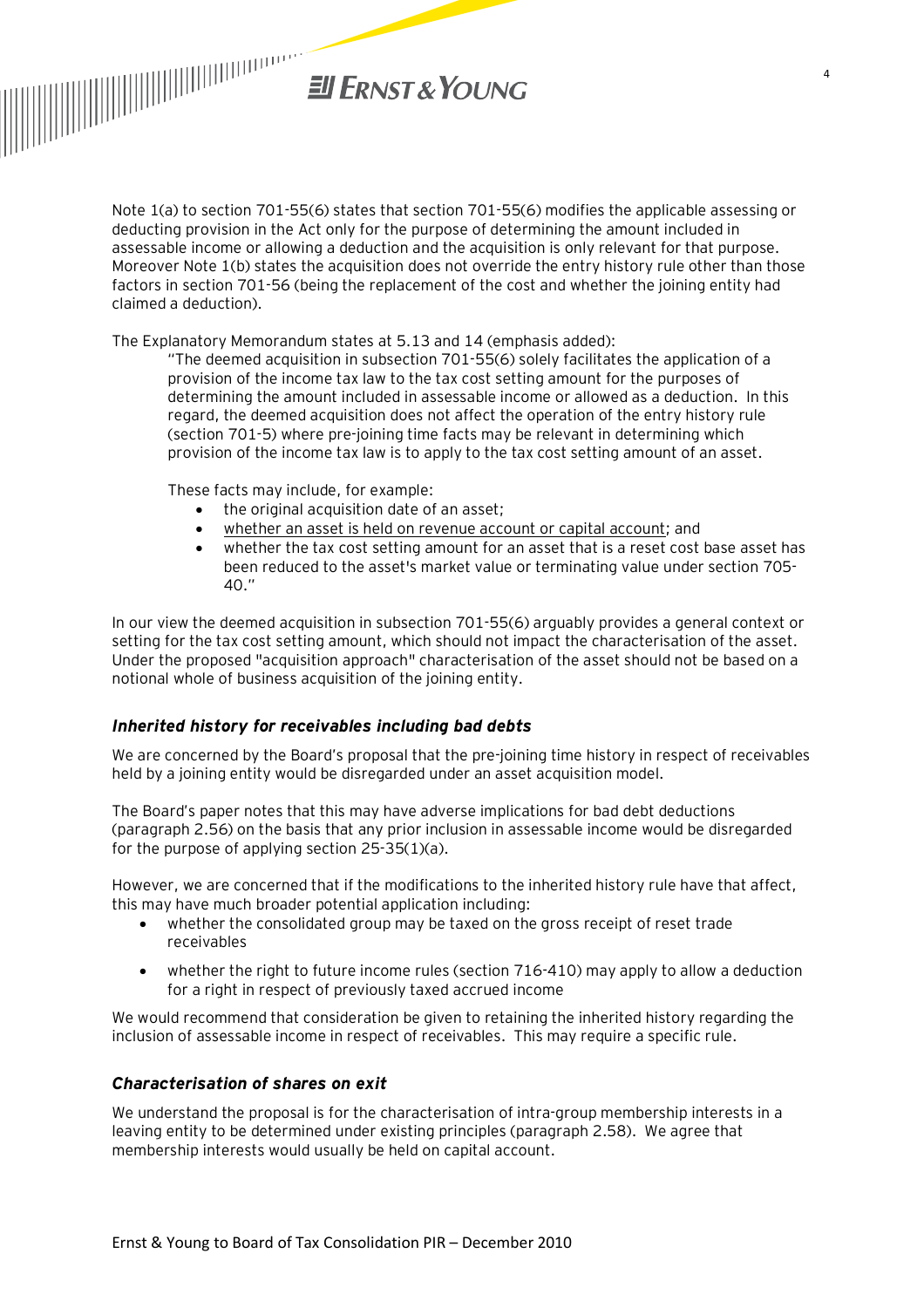Note 1(a) to section 701-55(6) states that section 701-55(6) modifies the applicable assessing or deducting provision in the Act only for the purpose of determining the amount included in assessable income or allowing a deduction and the acquisition is only relevant for that purpose. Moreover Note 1(b) states the acquisition does not override the entry history rule other than those factors in section 701-56 (being the replacement of the cost and whether the joining entity had claimed a deduction).

The Explanatory Memorandum states at 5.13 and 14 (emphasis added):

> "The deemed acquisition in subsection 701-55(6) solely facilitates the application of a provision of the income tax law to the tax cost setting amount for the purposes of determining the amount included in assessable income or allowed as a deduction. In this regard, the deemed acquisition does not affect the operation of the entry history rule (section 701-5) where pre-joining time facts may be relevant in determining which provision of the income tax law is to apply to the tax cost setting amount of an asset.
>
> These facts may include, for example:
>
> - the original acquisition date of an asset;
> - <u>whether an asset is held on revenue account or capital account</u>; and
> - whether the tax cost setting amount for an asset that is a reset cost base asset has been reduced to the asset's market value or terminating value under section 705-40."

In our view the deemed acquisition in subsection 701-55(6) arguably provides a general context or setting for the tax cost setting amount, which should not impact the characterisation of the asset. Under the proposed "acquisition approach" characterisation of the asset should not be based on a notional whole of business acquisition of the joining entity.

### *Inherited history for receivables including bad debts*

We are concerned by the Board's proposal that the pre-joining time history in respect of receivables held by a joining entity would be disregarded under an asset acquisition model.

The Board's paper notes that this may have adverse implications for bad debt deductions (paragraph 2.56) on the basis that any prior inclusion in assessable income would be disregarded for the purpose of applying section 25-35(1)(a).

However, we are concerned that if the modifications to the inherited history rule have that affect, this may have much broader potential application including:

- whether the consolidated group may be taxed on the gross receipt of reset trade receivables
- whether the right to future income rules (section 716-410) may apply to allow a deduction for a right in respect of previously taxed accrued income

We would recommend that consideration be given to retaining the inherited history regarding the inclusion of assessable income in respect of receivables. This may require a specific rule.

### *Characterisation of shares on exit*

We understand the proposal is for the characterisation of intra-group membership interests in a leaving entity to be determined under existing principles (paragraph 2.58). We agree that membership interests would usually be held on capital account.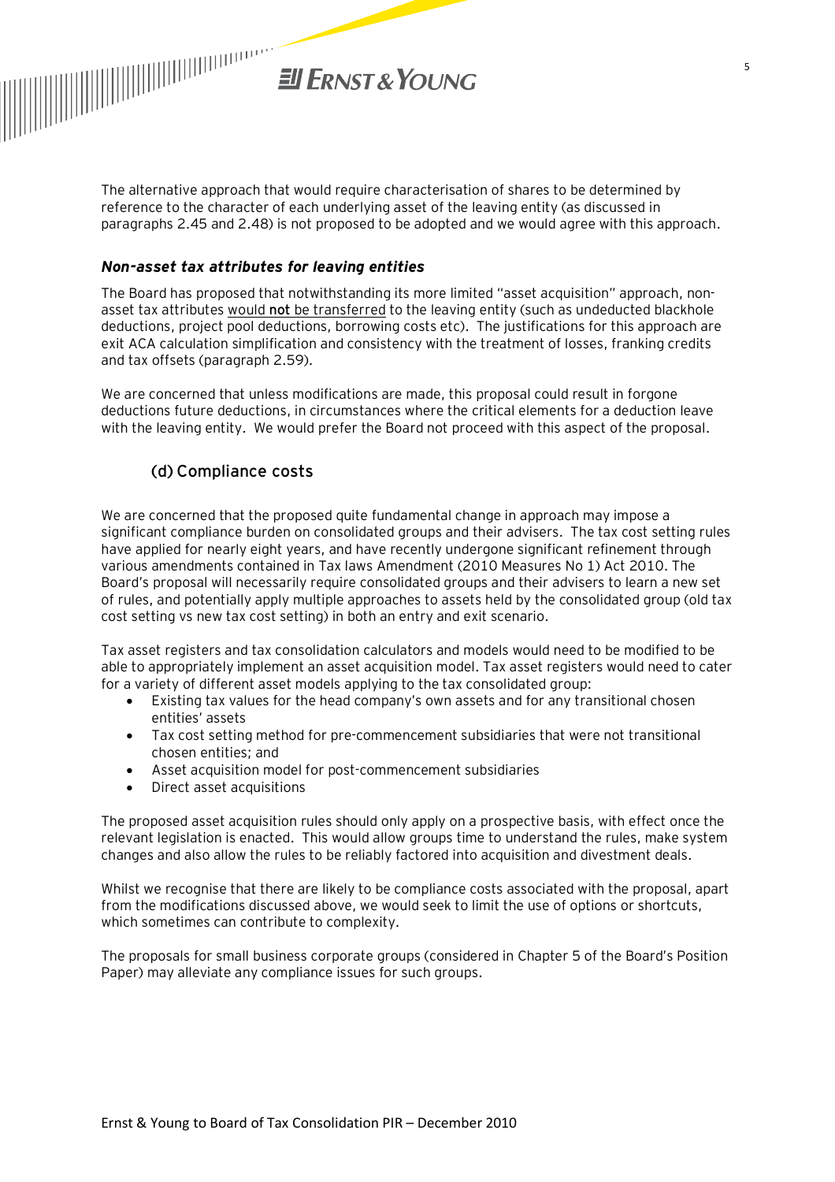The alternative approach that would require characterisation of shares to be determined by reference to the character of each underlying asset of the leaving entity (as discussed in paragraphs 2.45 and 2.48) is not proposed to be adopted and we would agree with this approach.

### *Non-asset tax attributes for leaving entities*

The Board has proposed that notwithstanding its more limited "asset acquisition" approach, non-asset tax attributes would **not** be transferred to the leaving entity (such as undeducted blackhole deductions, project pool deductions, borrowing costs etc). The justifications for this approach are exit ACA calculation simplification and consistency with the treatment of losses, franking credits and tax offsets (paragraph 2.59).

We are concerned that unless modifications are made, this proposal could result in forgone deductions future deductions, in circumstances where the critical elements for a deduction leave with the leaving entity. We would prefer the Board not proceed with this aspect of the proposal.

### (d) Compliance costs

We are concerned that the proposed quite fundamental change in approach may impose a significant compliance burden on consolidated groups and their advisers. The tax cost setting rules have applied for nearly eight years, and have recently undergone significant refinement through various amendments contained in Tax laws Amendment (2010 Measures No 1) Act 2010. The Board's proposal will necessarily require consolidated groups and their advisers to learn a new set of rules, and potentially apply multiple approaches to assets held by the consolidated group (old tax cost setting vs new tax cost setting) in both an entry and exit scenario.

Tax asset registers and tax consolidation calculators and models would need to be modified to be able to appropriately implement an asset acquisition model. Tax asset registers would need to cater for a variety of different asset models applying to the tax consolidated group:

- Existing tax values for the head company's own assets and for any transitional chosen entities' assets
- Tax cost setting method for pre-commencement subsidiaries that were not transitional chosen entities; and
- Asset acquisition model for post-commencement subsidiaries
- Direct asset acquisitions

The proposed asset acquisition rules should only apply on a prospective basis, with effect once the relevant legislation is enacted. This would allow groups time to understand the rules, make system changes and also allow the rules to be reliably factored into acquisition and divestment deals.

Whilst we recognise that there are likely to be compliance costs associated with the proposal, apart from the modifications discussed above, we would seek to limit the use of options or shortcuts, which sometimes can contribute to complexity.

The proposals for small business corporate groups (considered in Chapter 5 of the Board's Position Paper) may alleviate any compliance issues for such groups.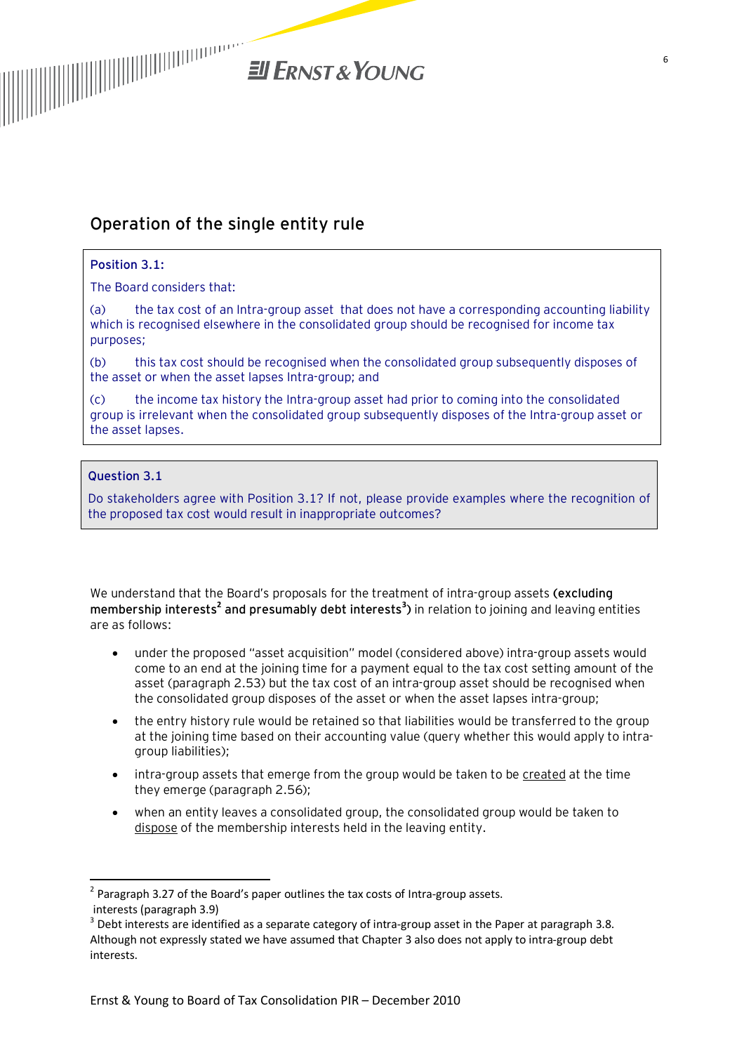## Operation of the single entity rule

> **Position 3.1:**
>
> The Board considers that:
>
> (a) the tax cost of an Intra-group asset that does not have a corresponding accounting liability which is recognised elsewhere in the consolidated group should be recognised for income tax purposes;
>
> (b) this tax cost should be recognised when the consolidated group subsequently disposes of the asset or when the asset lapses Intra-group; and
>
> (c) the income tax history the Intra-group asset had prior to coming into the consolidated group is irrelevant when the consolidated group subsequently disposes of the Intra-group asset or the asset lapses.

> **Question 3.1**
>
> Do stakeholders agree with Position 3.1? If not, please provide examples where the recognition of the proposed tax cost would result in inappropriate outcomes?

We understand that the Board's proposals for the treatment of intra-group assets **(excluding membership interests[2] and presumably debt interests[3])** in relation to joining and leaving entities are as follows:

- under the proposed "asset acquisition" model (considered above) intra-group assets would come to an end at the joining time for a payment equal to the tax cost setting amount of the asset (paragraph 2.53) but the tax cost of an intra-group asset should be recognised when the consolidated group disposes of the asset or when the asset lapses intra-group;
- the entry history rule would be retained so that liabilities would be transferred to the group at the joining time based on their accounting value (query whether this would apply to intra-group liabilities);
- intra-group assets that emerge from the group would be taken to be <u>created</u> at the time they emerge (paragraph 2.56);
- when an entity leaves a consolidated group, the consolidated group would be taken to <u>dispose</u> of the membership interests held in the leaving entity.

---

[2] Paragraph 3.27 of the Board's paper outlines the tax costs of Intra-group assets. interests (paragraph 3.9)

[3] Debt interests are identified as a separate category of intra-group asset in the Paper at paragraph 3.8. Although not expressly stated we have assumed that Chapter 3 also does not apply to intra-group debt interests.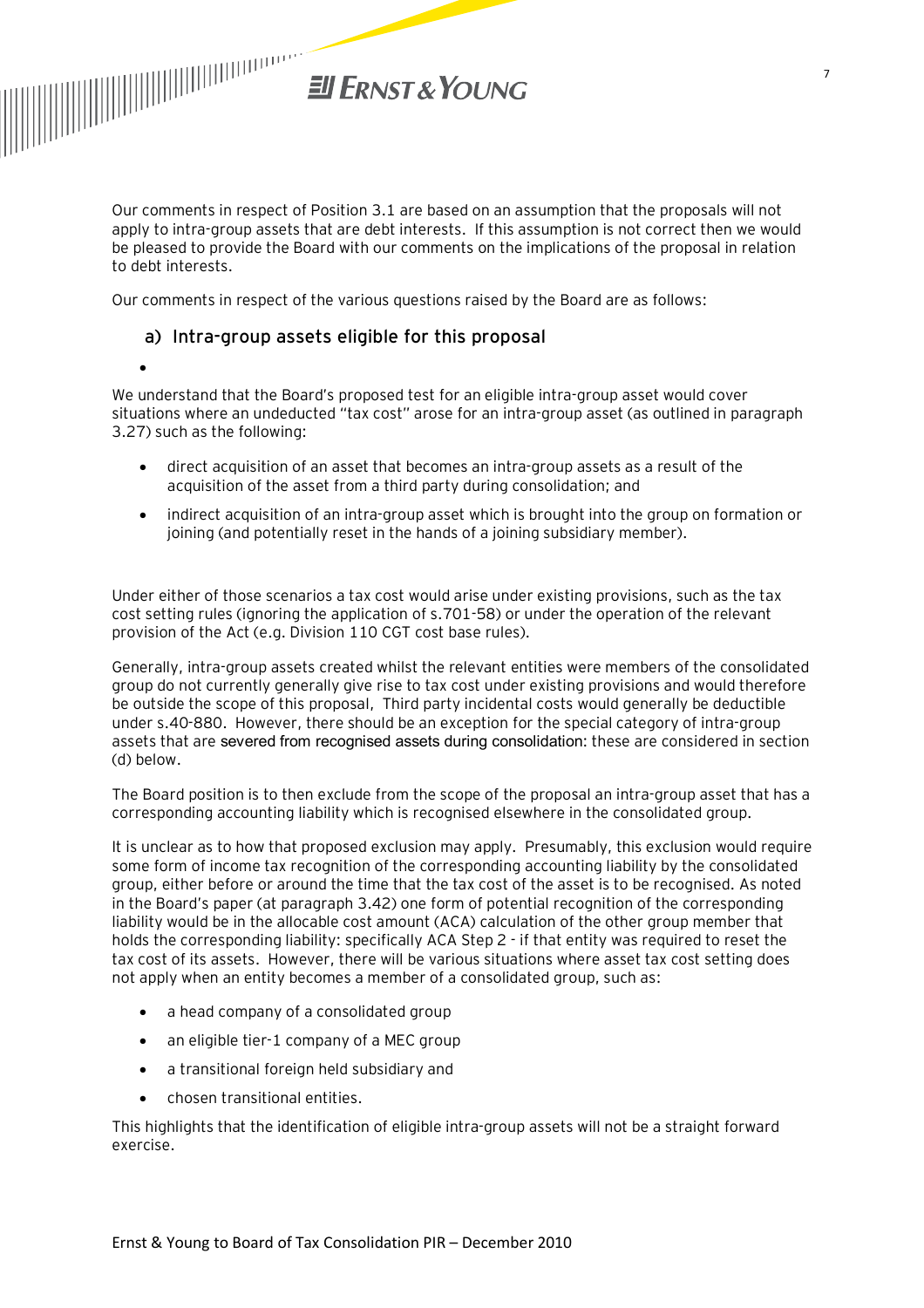Our comments in respect of Position 3.1 are based on an assumption that the proposals will not apply to intra-group assets that are debt interests. If this assumption is not correct then we would be pleased to provide the Board with our comments on the implications of the proposal in relation to debt interests.

Our comments in respect of the various questions raised by the Board are as follows:

### a) Intra-group assets eligible for this proposal

- 

We understand that the Board's proposed test for an eligible intra-group asset would cover situations where an undeducted "tax cost" arose for an intra-group asset (as outlined in paragraph 3.27) such as the following:

- direct acquisition of an asset that becomes an intra-group assets as a result of the acquisition of the asset from a third party during consolidation; and
- indirect acquisition of an intra-group asset which is brought into the group on formation or joining (and potentially reset in the hands of a joining subsidiary member).

Under either of those scenarios a tax cost would arise under existing provisions, such as the tax cost setting rules (ignoring the application of s.701-58) or under the operation of the relevant provision of the Act (e.g. Division 110 CGT cost base rules).

Generally, intra-group assets created whilst the relevant entities were members of the consolidated group do not currently generally give rise to tax cost under existing provisions and would therefore be outside the scope of this proposal, Third party incidental costs would generally be deductible under s.40-880. However, there should be an exception for the special category of intra-group assets that are severed from recognised assets during consolidation: these are considered in section (d) below.

The Board position is to then exclude from the scope of the proposal an intra-group asset that has a corresponding accounting liability which is recognised elsewhere in the consolidated group.

It is unclear as to how that proposed exclusion may apply. Presumably, this exclusion would require some form of income tax recognition of the corresponding accounting liability by the consolidated group, either before or around the time that the tax cost of the asset is to be recognised. As noted in the Board's paper (at paragraph 3.42) one form of potential recognition of the corresponding liability would be in the allocable cost amount (ACA) calculation of the other group member that holds the corresponding liability: specifically ACA Step 2 - if that entity was required to reset the tax cost of its assets. However, there will be various situations where asset tax cost setting does not apply when an entity becomes a member of a consolidated group, such as:

- a head company of a consolidated group
- an eligible tier-1 company of a MEC group
- a transitional foreign held subsidiary and
- chosen transitional entities.

This highlights that the identification of eligible intra-group assets will not be a straight forward exercise.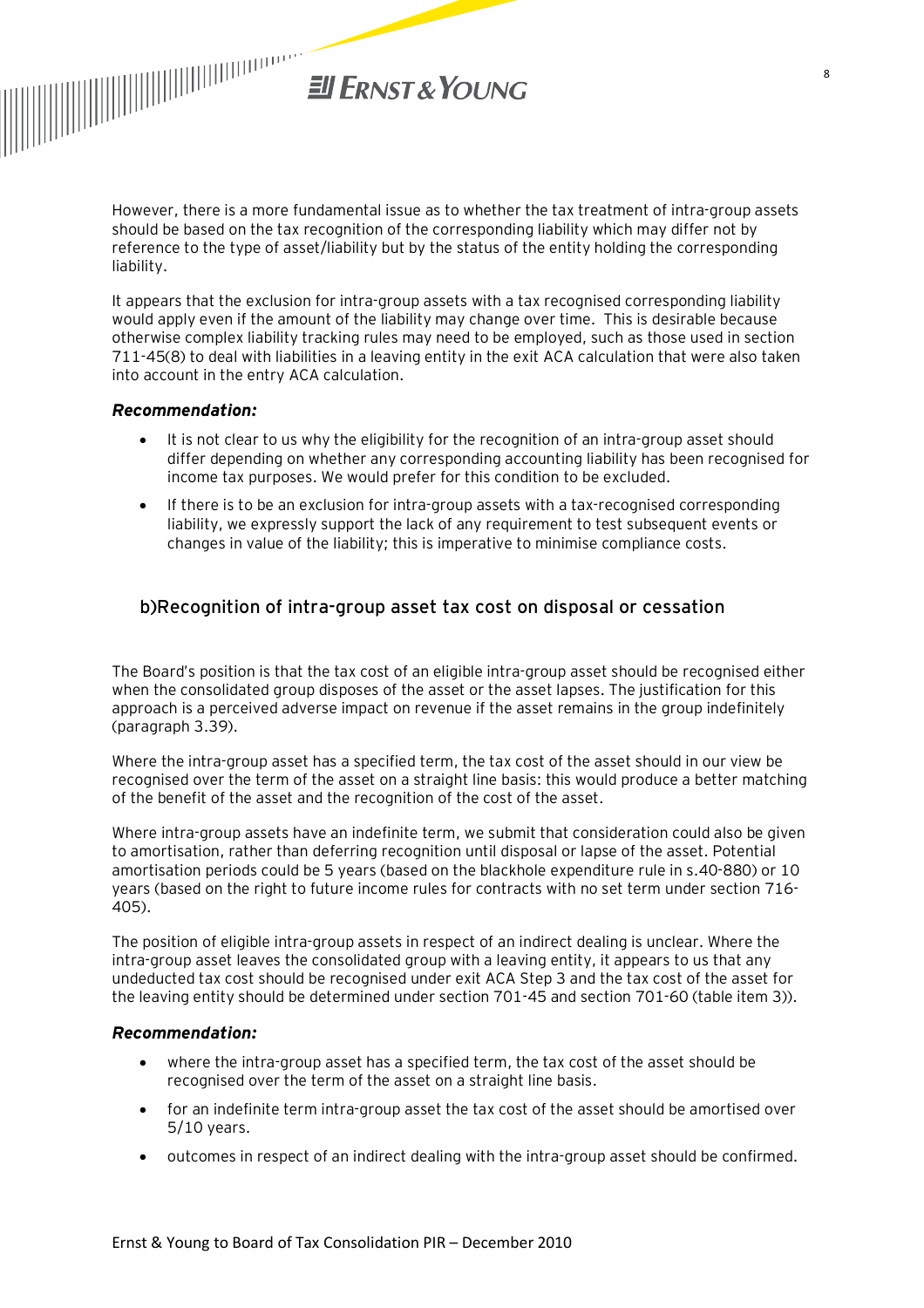However, there is a more fundamental issue as to whether the tax treatment of intra-group assets should be based on the tax recognition of the corresponding liability which may differ not by reference to the type of asset/liability but by the status of the entity holding the corresponding liability.

It appears that the exclusion for intra-group assets with a tax recognised corresponding liability would apply even if the amount of the liability may change over time. This is desirable because otherwise complex liability tracking rules may need to be employed, such as those used in section 711-45(8) to deal with liabilities in a leaving entity in the exit ACA calculation that were also taken into account in the entry ACA calculation.

***Recommendation:***

- It is not clear to us why the eligibility for the recognition of an intra-group asset should differ depending on whether any corresponding accounting liability has been recognised for income tax purposes. We would prefer for this condition to be excluded.
- If there is to be an exclusion for intra-group assets with a tax-recognised corresponding liability, we expressly support the lack of any requirement to test subsequent events or changes in value of the liability; this is imperative to minimise compliance costs.

### b)Recognition of intra-group asset tax cost on disposal or cessation

The Board's position is that the tax cost of an eligible intra-group asset should be recognised either when the consolidated group disposes of the asset or the asset lapses. The justification for this approach is a perceived adverse impact on revenue if the asset remains in the group indefinitely (paragraph 3.39).

Where the intra-group asset has a specified term, the tax cost of the asset should in our view be recognised over the term of the asset on a straight line basis: this would produce a better matching of the benefit of the asset and the recognition of the cost of the asset.

Where intra-group assets have an indefinite term, we submit that consideration could also be given to amortisation, rather than deferring recognition until disposal or lapse of the asset. Potential amortisation periods could be 5 years (based on the blackhole expenditure rule in s.40-880) or 10 years (based on the right to future income rules for contracts with no set term under section 716-405).

The position of eligible intra-group assets in respect of an indirect dealing is unclear. Where the intra-group asset leaves the consolidated group with a leaving entity, it appears to us that any undeducted tax cost should be recognised under exit ACA Step 3 and the tax cost of the asset for the leaving entity should be determined under section 701-45 and section 701-60 (table item 3)).

***Recommendation:***

- where the intra-group asset has a specified term, the tax cost of the asset should be recognised over the term of the asset on a straight line basis.
- for an indefinite term intra-group asset the tax cost of the asset should be amortised over 5/10 years.
- outcomes in respect of an indirect dealing with the intra-group asset should be confirmed.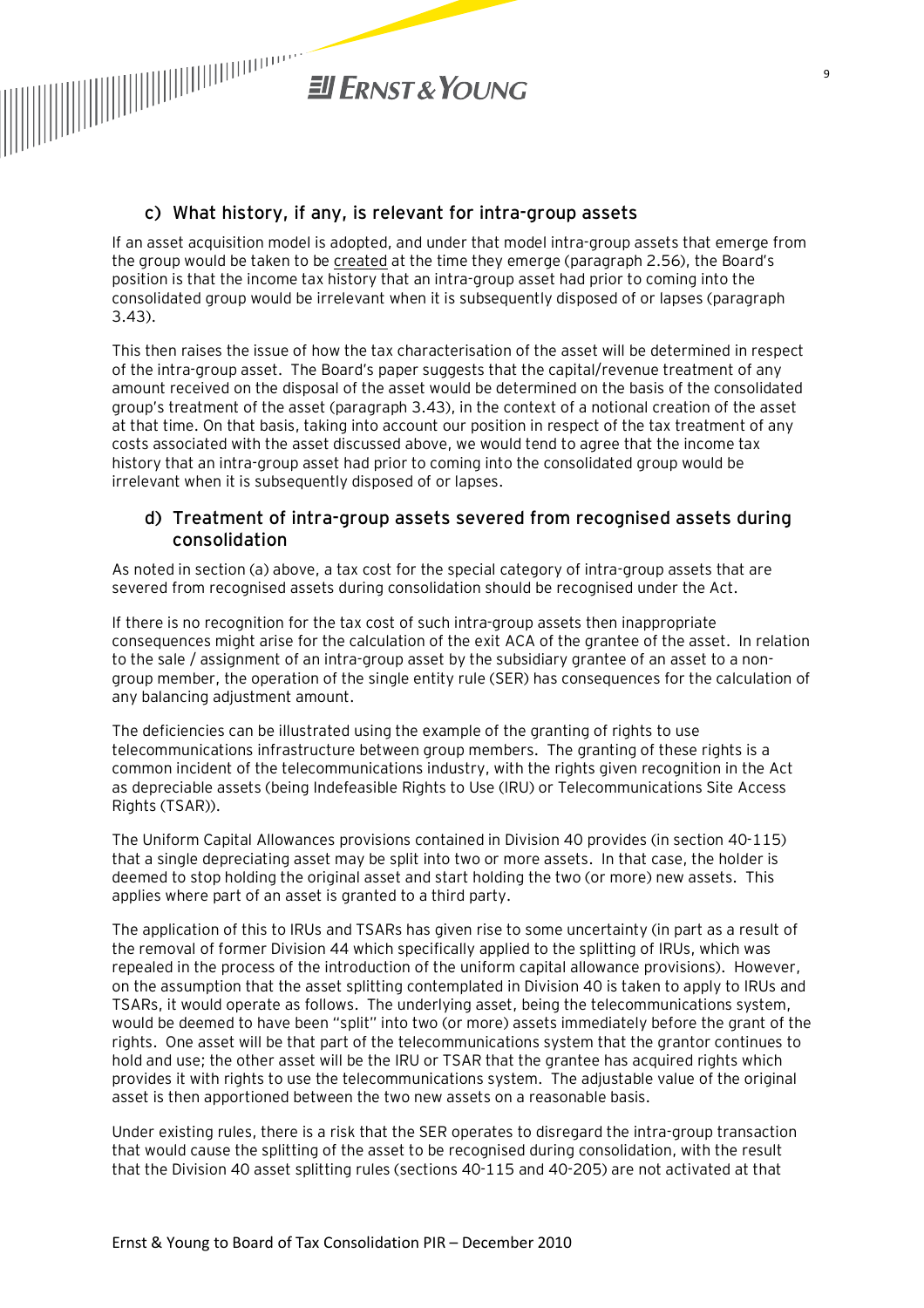### c) What history, if any, is relevant for intra-group assets

If an asset acquisition model is adopted, and under that model intra-group assets that emerge from the group would be taken to be created at the time they emerge (paragraph 2.56), the Board's position is that the income tax history that an intra-group asset had prior to coming into the consolidated group would be irrelevant when it is subsequently disposed of or lapses (paragraph 3.43).

This then raises the issue of how the tax characterisation of the asset will be determined in respect of the intra-group asset. The Board's paper suggests that the capital/revenue treatment of any amount received on the disposal of the asset would be determined on the basis of the consolidated group's treatment of the asset (paragraph 3.43), in the context of a notional creation of the asset at that time. On that basis, taking into account our position in respect of the tax treatment of any costs associated with the asset discussed above, we would tend to agree that the income tax history that an intra-group asset had prior to coming into the consolidated group would be irrelevant when it is subsequently disposed of or lapses.

### d) Treatment of intra-group assets severed from recognised assets during consolidation

As noted in section (a) above, a tax cost for the special category of intra-group assets that are severed from recognised assets during consolidation should be recognised under the Act.

If there is no recognition for the tax cost of such intra-group assets then inappropriate consequences might arise for the calculation of the exit ACA of the grantee of the asset. In relation to the sale / assignment of an intra-group asset by the subsidiary grantee of an asset to a non-group member, the operation of the single entity rule (SER) has consequences for the calculation of any balancing adjustment amount.

The deficiencies can be illustrated using the example of the granting of rights to use telecommunications infrastructure between group members. The granting of these rights is a common incident of the telecommunications industry, with the rights given recognition in the Act as depreciable assets (being Indefeasible Rights to Use (IRU) or Telecommunications Site Access Rights (TSAR)).

The Uniform Capital Allowances provisions contained in Division 40 provides (in section 40-115) that a single depreciating asset may be split into two or more assets. In that case, the holder is deemed to stop holding the original asset and start holding the two (or more) new assets. This applies where part of an asset is granted to a third party.

The application of this to IRUs and TSARs has given rise to some uncertainty (in part as a result of the removal of former Division 44 which specifically applied to the splitting of IRUs, which was repealed in the process of the introduction of the uniform capital allowance provisions). However, on the assumption that the asset splitting contemplated in Division 40 is taken to apply to IRUs and TSARs, it would operate as follows. The underlying asset, being the telecommunications system, would be deemed to have been "split" into two (or more) assets immediately before the grant of the rights. One asset will be that part of the telecommunications system that the grantor continues to hold and use; the other asset will be the IRU or TSAR that the grantee has acquired rights which provides it with rights to use the telecommunications system. The adjustable value of the original asset is then apportioned between the two new assets on a reasonable basis.

Under existing rules, there is a risk that the SER operates to disregard the intra-group transaction that would cause the splitting of the asset to be recognised during consolidation, with the result that the Division 40 asset splitting rules (sections 40-115 and 40-205) are not activated at that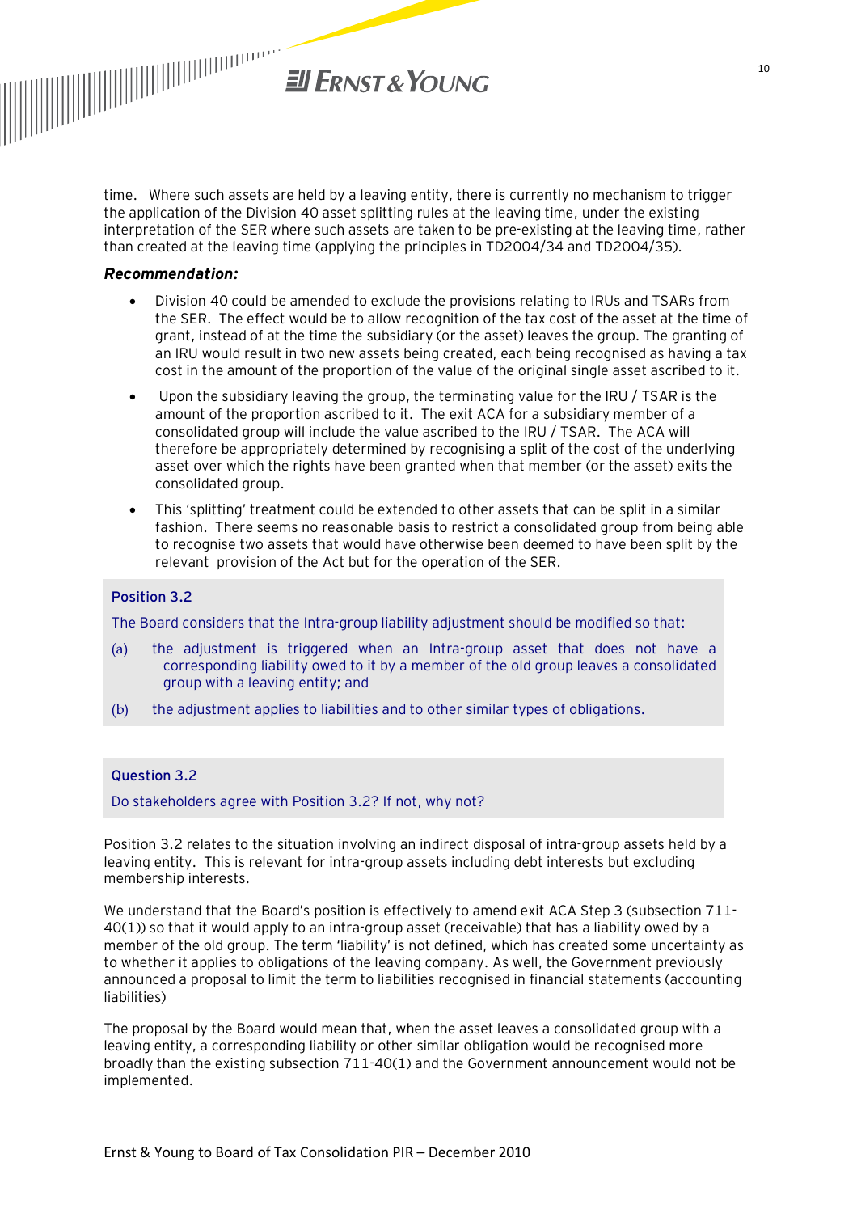time. Where such assets are held by a leaving entity, there is currently no mechanism to trigger the application of the Division 40 asset splitting rules at the leaving time, under the existing interpretation of the SER where such assets are taken to be pre-existing at the leaving time, rather than created at the leaving time (applying the principles in TD2004/34 and TD2004/35).

***Recommendation:***

- Division 40 could be amended to exclude the provisions relating to IRUs and TSARs from the SER. The effect would be to allow recognition of the tax cost of the asset at the time of grant, instead of at the time the subsidiary (or the asset) leaves the group. The granting of an IRU would result in two new assets being created, each being recognised as having a tax cost in the amount of the proportion of the value of the original single asset ascribed to it.
- Upon the subsidiary leaving the group, the terminating value for the IRU / TSAR is the amount of the proportion ascribed to it. The exit ACA for a subsidiary member of a consolidated group will include the value ascribed to the IRU / TSAR. The ACA will therefore be appropriately determined by recognising a split of the cost of the underlying asset over which the rights have been granted when that member (or the asset) exits the consolidated group.
- This 'splitting' treatment could be extended to other assets that can be split in a similar fashion. There seems no reasonable basis to restrict a consolidated group from being able to recognise two assets that would have otherwise been deemed to have been split by the relevant provision of the Act but for the operation of the SER.

**Position 3.2**

The Board considers that the Intra-group liability adjustment should be modified so that:

(a) the adjustment is triggered when an Intra-group asset that does not have a corresponding liability owed to it by a member of the old group leaves a consolidated group with a leaving entity; and

(b) the adjustment applies to liabilities and to other similar types of obligations.

**Question 3.2**

Do stakeholders agree with Position 3.2? If not, why not?

Position 3.2 relates to the situation involving an indirect disposal of intra-group assets held by a leaving entity. This is relevant for intra-group assets including debt interests but excluding membership interests.

We understand that the Board's position is effectively to amend exit ACA Step 3 (subsection 711-40(1)) so that it would apply to an intra-group asset (receivable) that has a liability owed by a member of the old group. The term 'liability' is not defined, which has created some uncertainty as to whether it applies to obligations of the leaving company. As well, the Government previously announced a proposal to limit the term to liabilities recognised in financial statements (accounting liabilities)

The proposal by the Board would mean that, when the asset leaves a consolidated group with a leaving entity, a corresponding liability or other similar obligation would be recognised more broadly than the existing subsection 711-40(1) and the Government announcement would not be implemented.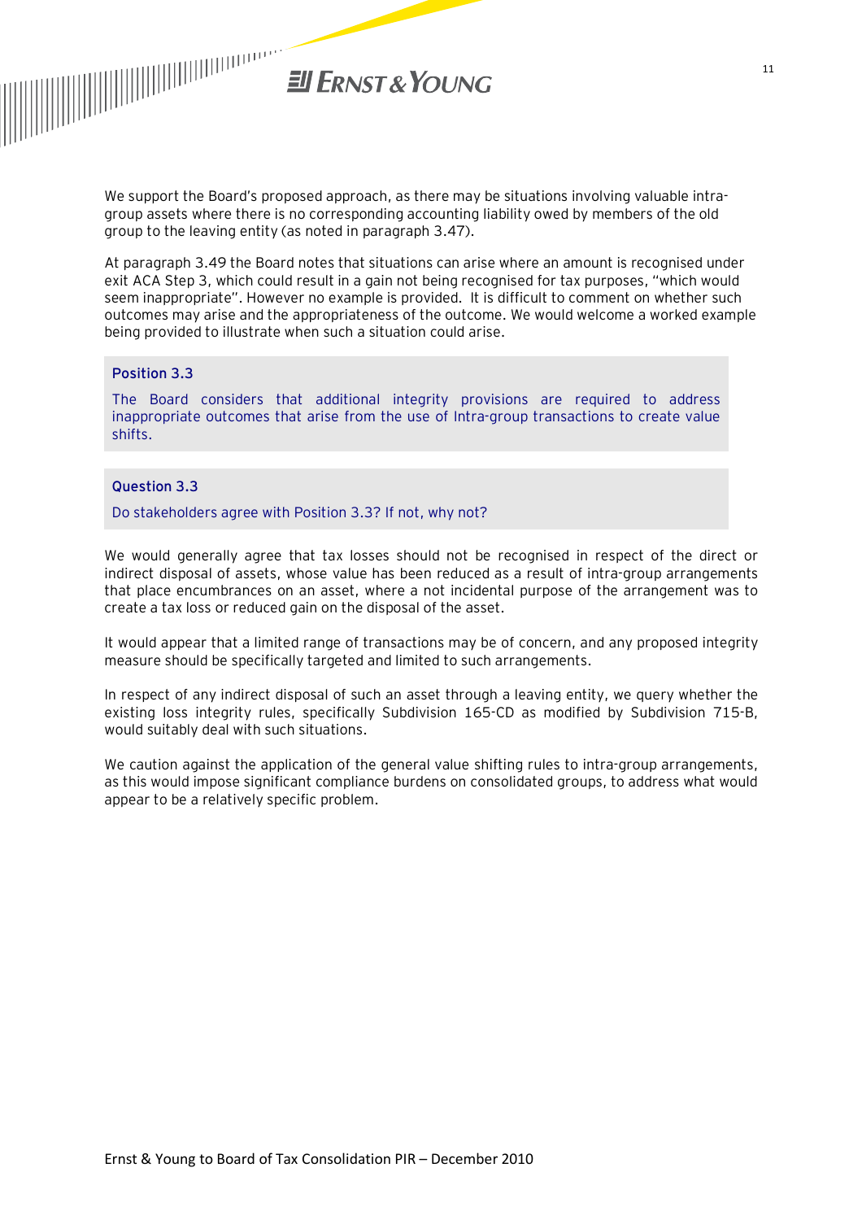We support the Board's proposed approach, as there may be situations involving valuable intra-group assets where there is no corresponding accounting liability owed by members of the old group to the leaving entity (as noted in paragraph 3.47).

At paragraph 3.49 the Board notes that situations can arise where an amount is recognised under exit ACA Step 3, which could result in a gain not being recognised for tax purposes, "which would seem inappropriate". However no example is provided. It is difficult to comment on whether such outcomes may arise and the appropriateness of the outcome. We would welcome a worked example being provided to illustrate when such a situation could arise.

**Position 3.3**

The Board considers that additional integrity provisions are required to address inappropriate outcomes that arise from the use of Intra-group transactions to create value shifts.

**Question 3.3**

Do stakeholders agree with Position 3.3? If not, why not?

We would generally agree that tax losses should not be recognised in respect of the direct or indirect disposal of assets, whose value has been reduced as a result of intra-group arrangements that place encumbrances on an asset, where a not incidental purpose of the arrangement was to create a tax loss or reduced gain on the disposal of the asset.

It would appear that a limited range of transactions may be of concern, and any proposed integrity measure should be specifically targeted and limited to such arrangements.

In respect of any indirect disposal of such an asset through a leaving entity, we query whether the existing loss integrity rules, specifically Subdivision 165-CD as modified by Subdivision 715-B, would suitably deal with such situations.

We caution against the application of the general value shifting rules to intra-group arrangements, as this would impose significant compliance burdens on consolidated groups, to address what would appear to be a relatively specific problem.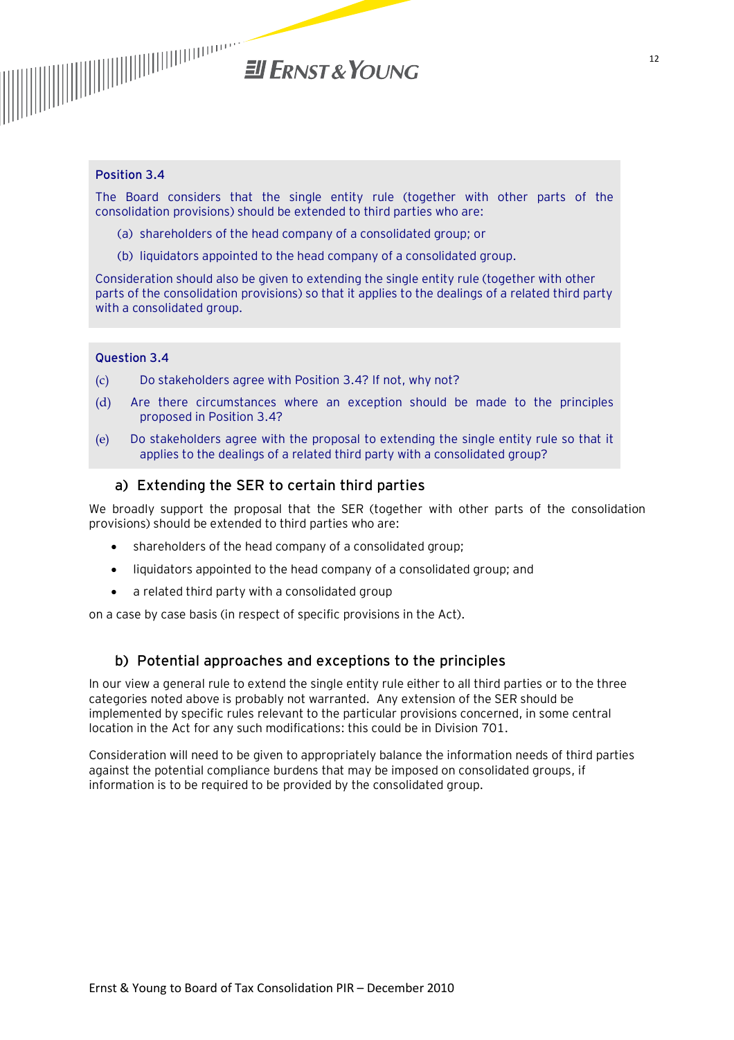**Position 3.4**

The Board considers that the single entity rule (together with other parts of the consolidation provisions) should be extended to third parties who are:

(a) shareholders of the head company of a consolidated group; or

(b) liquidators appointed to the head company of a consolidated group.

Consideration should also be given to extending the single entity rule (together with other parts of the consolidation provisions) so that it applies to the dealings of a related third party with a consolidated group.

**Question 3.4**

(c) Do stakeholders agree with Position 3.4? If not, why not?

(d) Are there circumstances where an exception should be made to the principles proposed in Position 3.4?

(e) Do stakeholders agree with the proposal to extending the single entity rule so that it applies to the dealings of a related third party with a consolidated group?

### a) Extending the SER to certain third parties

We broadly support the proposal that the SER (together with other parts of the consolidation provisions) should be extended to third parties who are:

- shareholders of the head company of a consolidated group;
- liquidators appointed to the head company of a consolidated group; and
- a related third party with a consolidated group

on a case by case basis (in respect of specific provisions in the Act).

### b) Potential approaches and exceptions to the principles

In our view a general rule to extend the single entity rule either to all third parties or to the three categories noted above is probably not warranted. Any extension of the SER should be implemented by specific rules relevant to the particular provisions concerned, in some central location in the Act for any such modifications: this could be in Division 701.

Consideration will need to be given to appropriately balance the information needs of third parties against the potential compliance burdens that may be imposed on consolidated groups, if information is to be required to be provided by the consolidated group.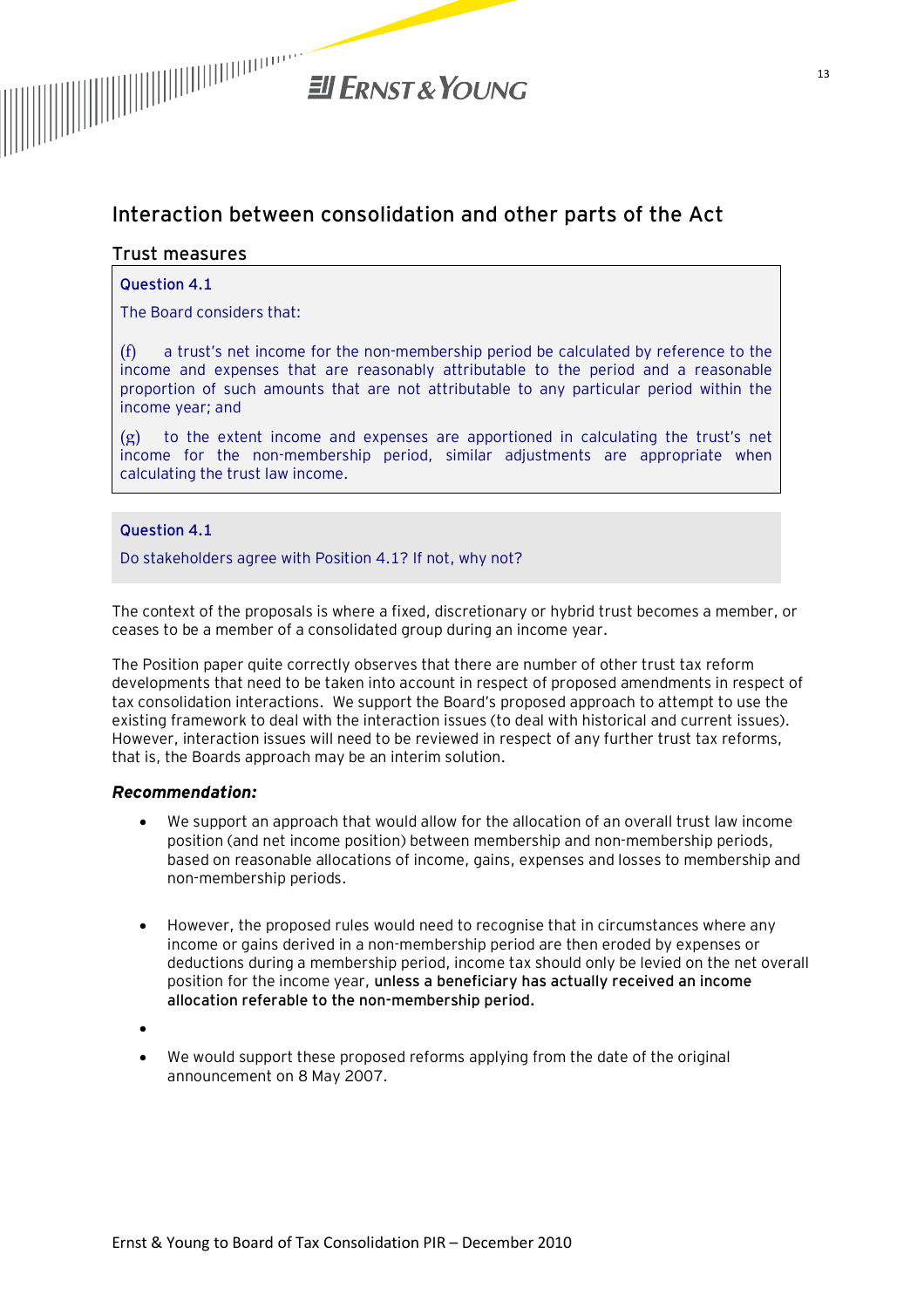## Interaction between consolidation and other parts of the Act

### Trust measures

**Question 4.1**

The Board considers that:

(f) a trust's net income for the non-membership period be calculated by reference to the income and expenses that are reasonably attributable to the period and a reasonable proportion of such amounts that are not attributable to any particular period within the income year; and

(g) to the extent income and expenses are apportioned in calculating the trust's net income for the non-membership period, similar adjustments are appropriate when calculating the trust law income.

**Question 4.1**

Do stakeholders agree with Position 4.1? If not, why not?

The context of the proposals is where a fixed, discretionary or hybrid trust becomes a member, or ceases to be a member of a consolidated group during an income year.

The Position paper quite correctly observes that there are number of other trust tax reform developments that need to be taken into account in respect of proposed amendments in respect of tax consolidation interactions. We support the Board's proposed approach to attempt to use the existing framework to deal with the interaction issues (to deal with historical and current issues). However, interaction issues will need to be reviewed in respect of any further trust tax reforms, that is, the Boards approach may be an interim solution.

***Recommendation:***

- We support an approach that would allow for the allocation of an overall trust law income position (and net income position) between membership and non-membership periods, based on reasonable allocations of income, gains, expenses and losses to membership and non-membership periods.
- However, the proposed rules would need to recognise that in circumstances where any income or gains derived in a non-membership period are then eroded by expenses or deductions during a membership period, income tax should only be levied on the net overall position for the income year, **unless a beneficiary has actually received an income allocation referable to the non-membership period.**
- 
- We would support these proposed reforms applying from the date of the original announcement on 8 May 2007.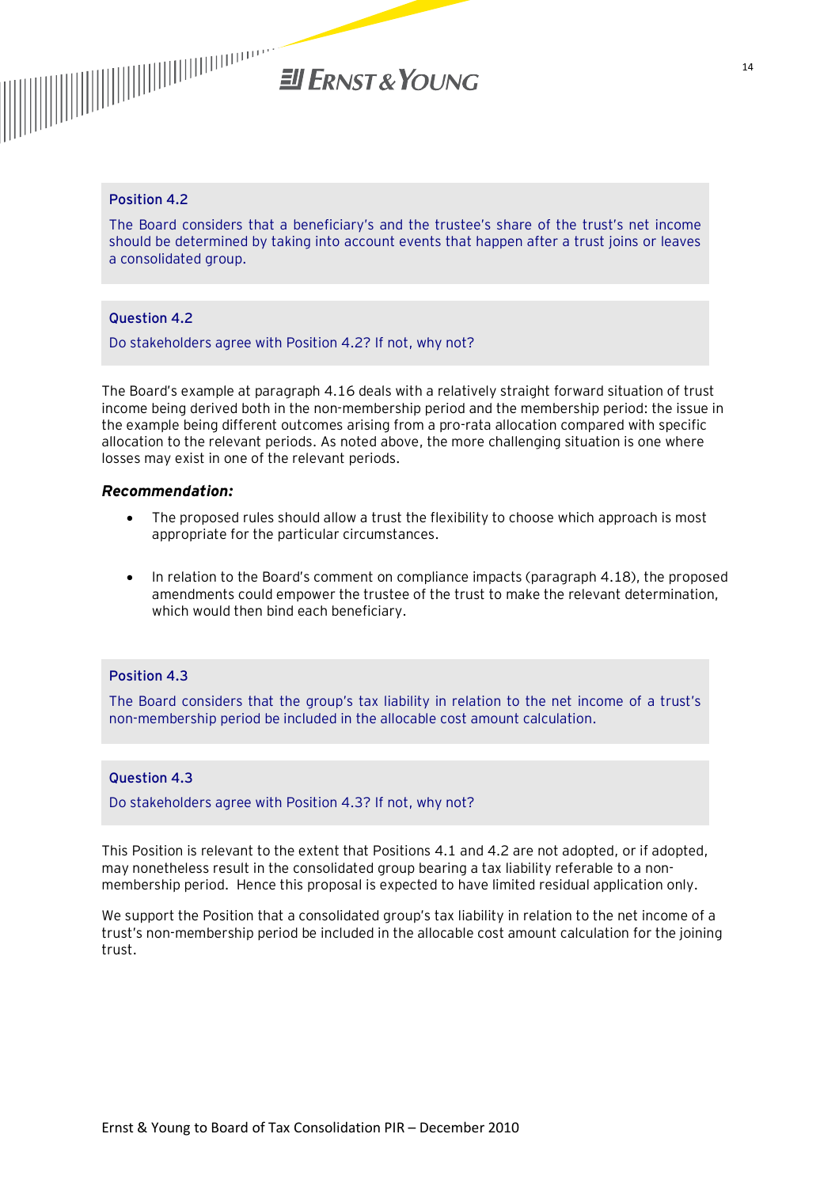**Position 4.2**

The Board considers that a beneficiary's and the trustee's share of the trust's net income should be determined by taking into account events that happen after a trust joins or leaves a consolidated group.

**Question 4.2**

Do stakeholders agree with Position 4.2? If not, why not?

The Board's example at paragraph 4.16 deals with a relatively straight forward situation of trust income being derived both in the non-membership period and the membership period: the issue in the example being different outcomes arising from a pro-rata allocation compared with specific allocation to the relevant periods. As noted above, the more challenging situation is one where losses may exist in one of the relevant periods.

***Recommendation:***

- The proposed rules should allow a trust the flexibility to choose which approach is most appropriate for the particular circumstances.

- In relation to the Board's comment on compliance impacts (paragraph 4.18), the proposed amendments could empower the trustee of the trust to make the relevant determination, which would then bind each beneficiary.

**Position 4.3**

The Board considers that the group's tax liability in relation to the net income of a trust's non-membership period be included in the allocable cost amount calculation.

**Question 4.3**

Do stakeholders agree with Position 4.3? If not, why not?

This Position is relevant to the extent that Positions 4.1 and 4.2 are not adopted, or if adopted, may nonetheless result in the consolidated group bearing a tax liability referable to a non-membership period. Hence this proposal is expected to have limited residual application only.

We support the Position that a consolidated group's tax liability in relation to the net income of a trust's non-membership period be included in the allocable cost amount calculation for the joining trust.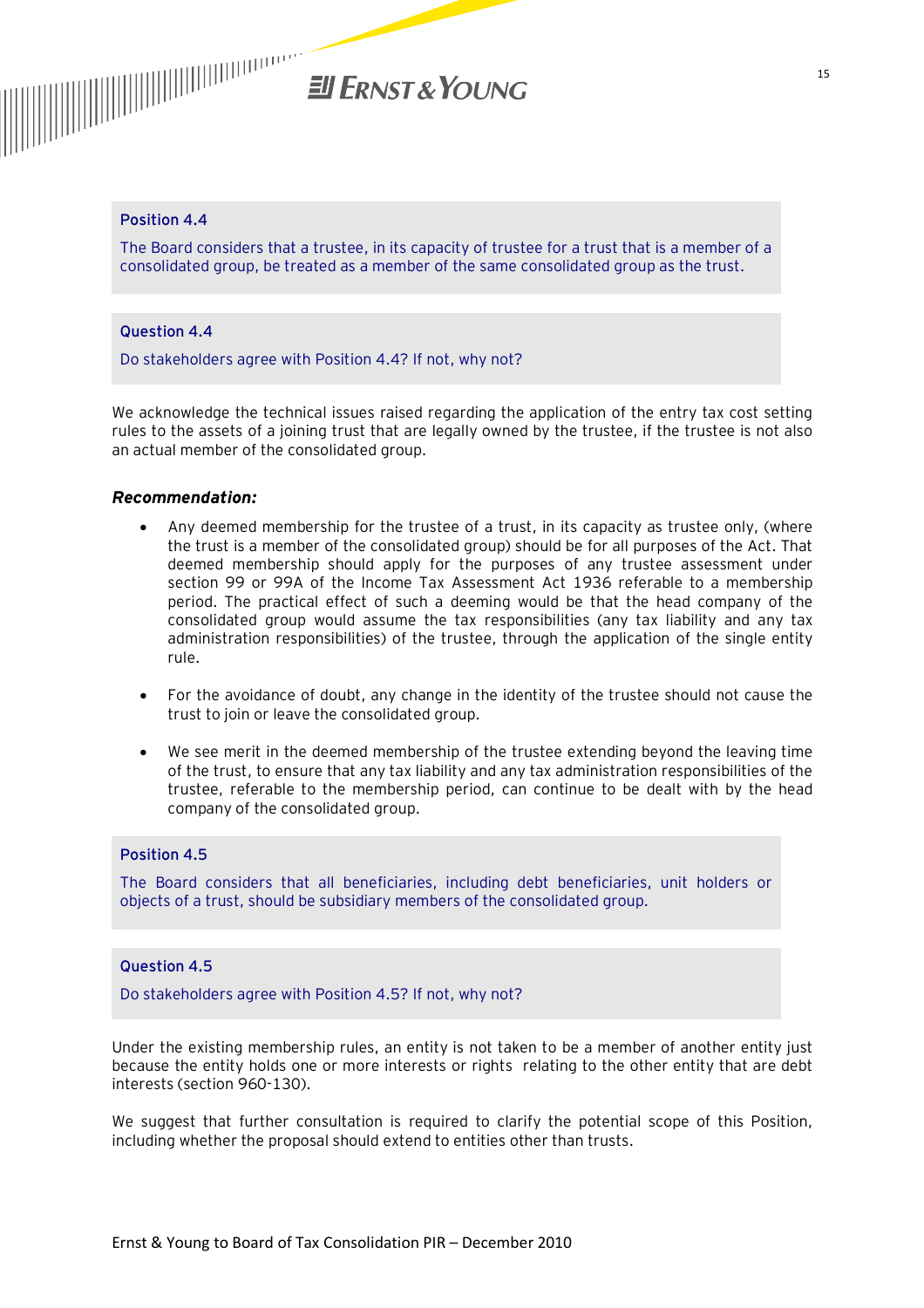**Position 4.4**

The Board considers that a trustee, in its capacity of trustee for a trust that is a member of a consolidated group, be treated as a member of the same consolidated group as the trust.

**Question 4.4**

Do stakeholders agree with Position 4.4? If not, why not?

We acknowledge the technical issues raised regarding the application of the entry tax cost setting rules to the assets of a joining trust that are legally owned by the trustee, if the trustee is not also an actual member of the consolidated group.

***Recommendation:***

- Any deemed membership for the trustee of a trust, in its capacity as trustee only, (where the trust is a member of the consolidated group) should be for all purposes of the Act. That deemed membership should apply for the purposes of any trustee assessment under section 99 or 99A of the Income Tax Assessment Act 1936 referable to a membership period. The practical effect of such a deeming would be that the head company of the consolidated group would assume the tax responsibilities (any tax liability and any tax administration responsibilities) of the trustee, through the application of the single entity rule.

- For the avoidance of doubt, any change in the identity of the trustee should not cause the trust to join or leave the consolidated group.

- We see merit in the deemed membership of the trustee extending beyond the leaving time of the trust, to ensure that any tax liability and any tax administration responsibilities of the trustee, referable to the membership period, can continue to be dealt with by the head company of the consolidated group.

**Position 4.5**

The Board considers that all beneficiaries, including debt beneficiaries, unit holders or objects of a trust, should be subsidiary members of the consolidated group.

**Question 4.5**

Do stakeholders agree with Position 4.5? If not, why not?

Under the existing membership rules, an entity is not taken to be a member of another entity just because the entity holds one or more interests or rights relating to the other entity that are debt interests (section 960-130).

We suggest that further consultation is required to clarify the potential scope of this Position, including whether the proposal should extend to entities other than trusts.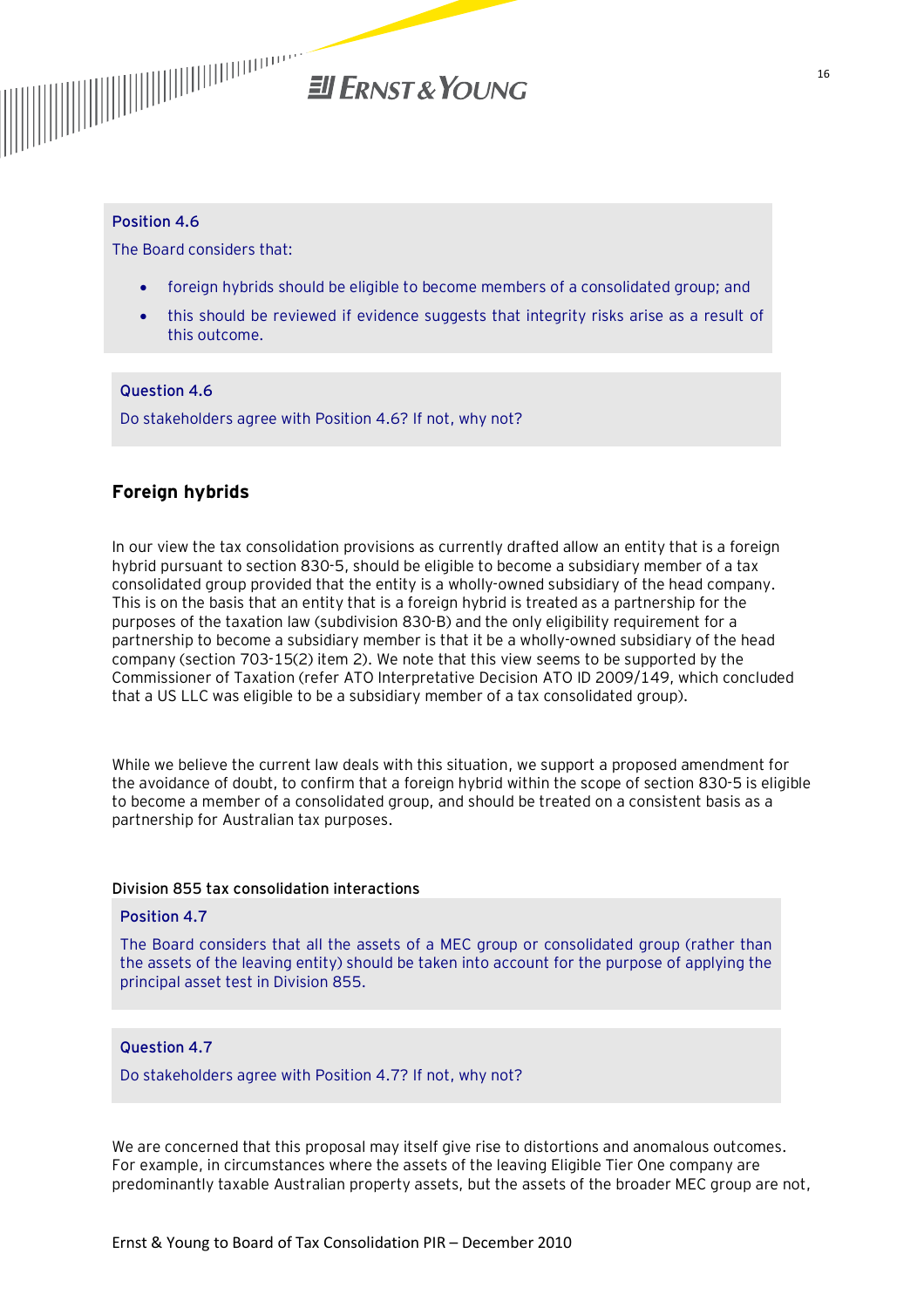**Position 4.6**

The Board considers that:

- foreign hybrids should be eligible to become members of a consolidated group; and
- this should be reviewed if evidence suggests that integrity risks arise as a result of this outcome.

**Question 4.6**

Do stakeholders agree with Position 4.6? If not, why not?

## Foreign hybrids

In our view the tax consolidation provisions as currently drafted allow an entity that is a foreign hybrid pursuant to section 830-5, should be eligible to become a subsidiary member of a tax consolidated group provided that the entity is a wholly-owned subsidiary of the head company. This is on the basis that an entity that is a foreign hybrid is treated as a partnership for the purposes of the taxation law (subdivision 830-B) and the only eligibility requirement for a partnership to become a subsidiary member is that it be a wholly-owned subsidiary of the head company (section 703-15(2) item 2). We note that this view seems to be supported by the Commissioner of Taxation (refer ATO Interpretative Decision ATO ID 2009/149, which concluded that a US LLC was eligible to be a subsidiary member of a tax consolidated group).

While we believe the current law deals with this situation, we support a proposed amendment for the avoidance of doubt, to confirm that a foreign hybrid within the scope of section 830-5 is eligible to become a member of a consolidated group, and should be treated on a consistent basis as a partnership for Australian tax purposes.

### Division 855 tax consolidation interactions

**Position 4.7**

The Board considers that all the assets of a MEC group or consolidated group (rather than the assets of the leaving entity) should be taken into account for the purpose of applying the principal asset test in Division 855.

**Question 4.7**

Do stakeholders agree with Position 4.7? If not, why not?

We are concerned that this proposal may itself give rise to distortions and anomalous outcomes. For example, in circumstances where the assets of the leaving Eligible Tier One company are predominantly taxable Australian property assets, but the assets of the broader MEC group are not,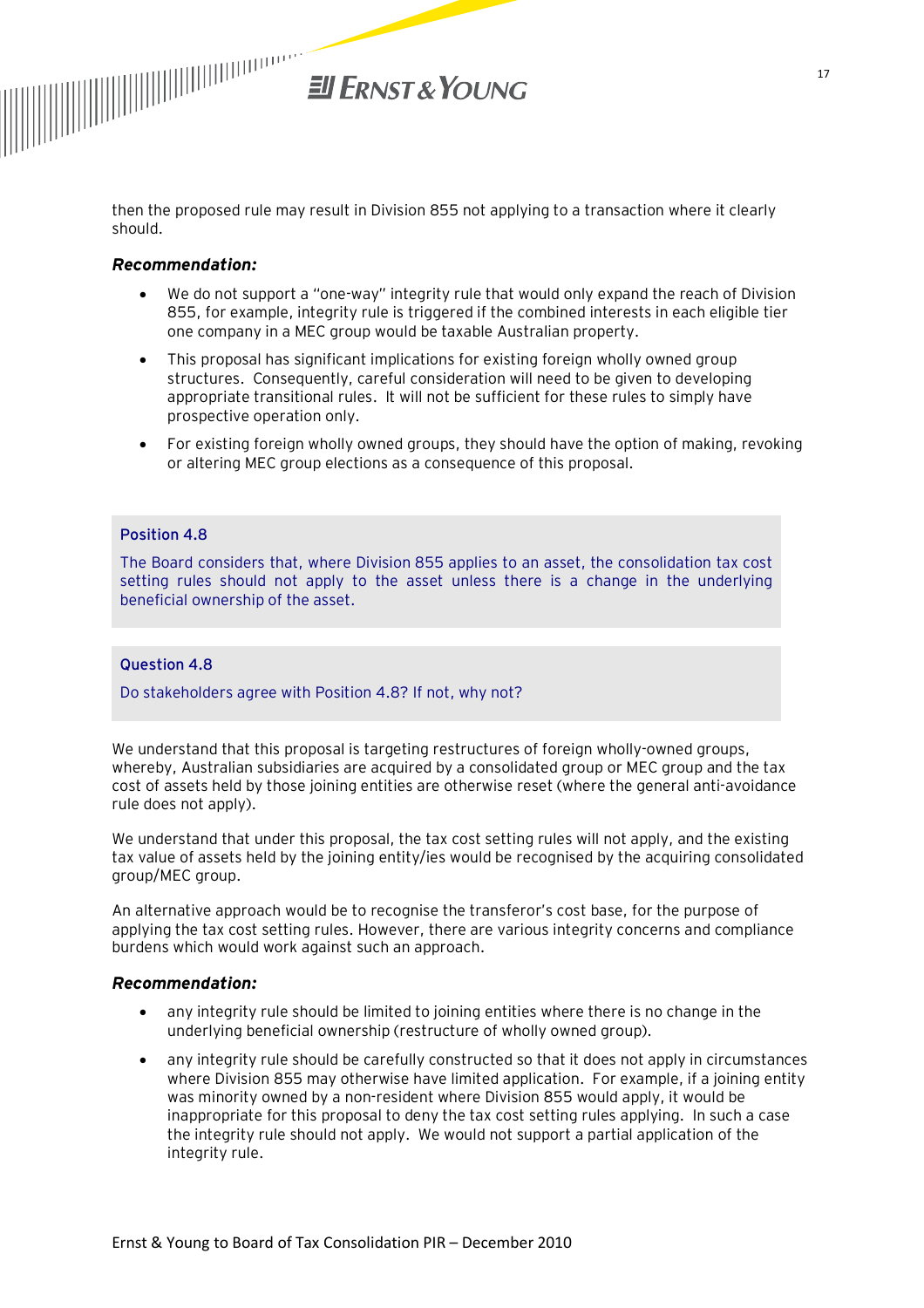then the proposed rule may result in Division 855 not applying to a transaction where it clearly should.

***Recommendation:***

- We do not support a "one-way" integrity rule that would only expand the reach of Division 855, for example, integrity rule is triggered if the combined interests in each eligible tier one company in a MEC group would be taxable Australian property.
- This proposal has significant implications for existing foreign wholly owned group structures. Consequently, careful consideration will need to be given to developing appropriate transitional rules. It will not be sufficient for these rules to simply have prospective operation only.
- For existing foreign wholly owned groups, they should have the option of making, revoking or altering MEC group elections as a consequence of this proposal.

**Position 4.8**

The Board considers that, where Division 855 applies to an asset, the consolidation tax cost setting rules should not apply to the asset unless there is a change in the underlying beneficial ownership of the asset.

**Question 4.8**

Do stakeholders agree with Position 4.8? If not, why not?

We understand that this proposal is targeting restructures of foreign wholly-owned groups, whereby, Australian subsidiaries are acquired by a consolidated group or MEC group and the tax cost of assets held by those joining entities are otherwise reset (where the general anti-avoidance rule does not apply).

We understand that under this proposal, the tax cost setting rules will not apply, and the existing tax value of assets held by the joining entity/ies would be recognised by the acquiring consolidated group/MEC group.

An alternative approach would be to recognise the transferor's cost base, for the purpose of applying the tax cost setting rules. However, there are various integrity concerns and compliance burdens which would work against such an approach.

***Recommendation:***

- any integrity rule should be limited to joining entities where there is no change in the underlying beneficial ownership (restructure of wholly owned group).
- any integrity rule should be carefully constructed so that it does not apply in circumstances where Division 855 may otherwise have limited application. For example, if a joining entity was minority owned by a non-resident where Division 855 would apply, it would be inappropriate for this proposal to deny the tax cost setting rules applying. In such a case the integrity rule should not apply. We would not support a partial application of the integrity rule.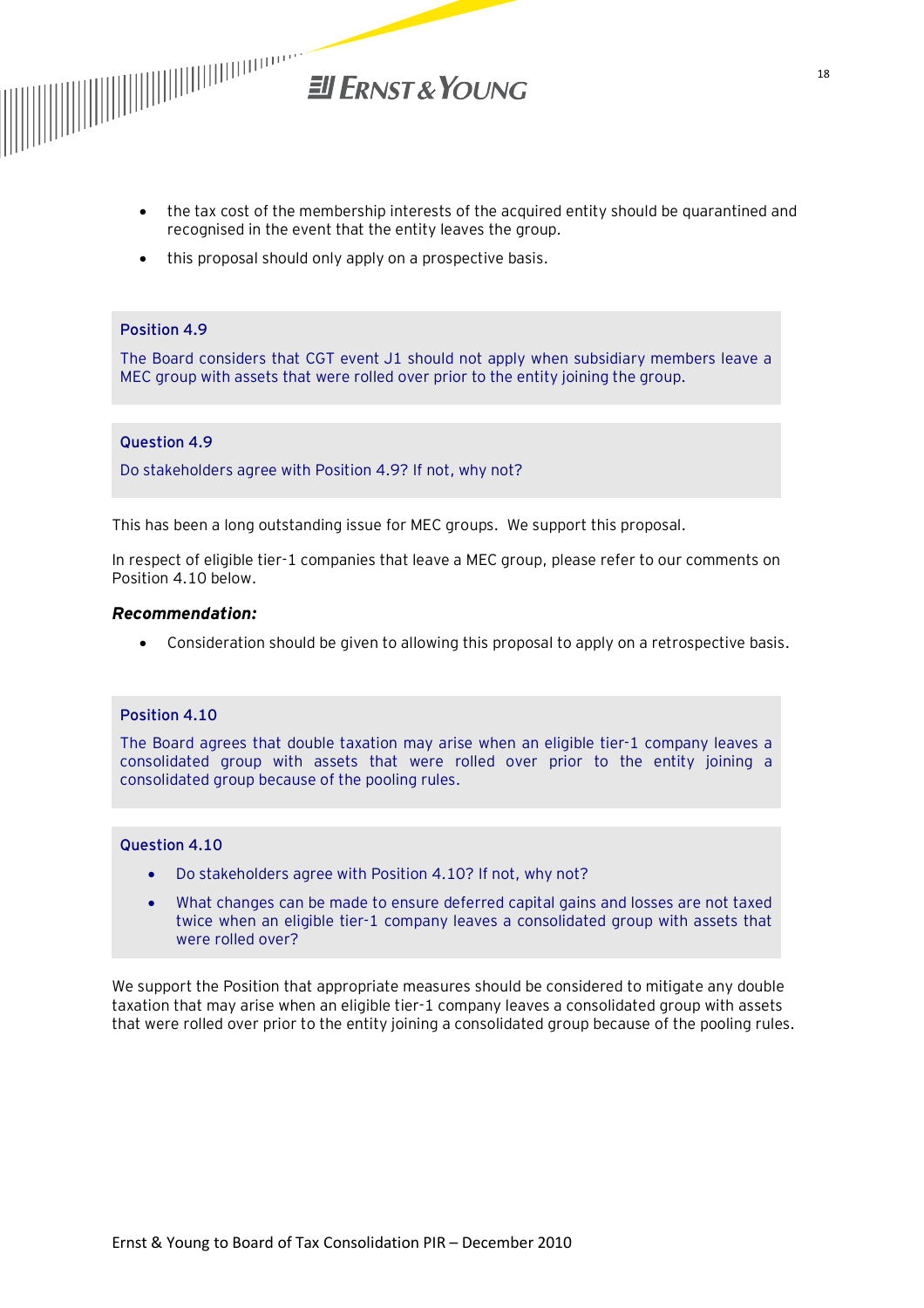- the tax cost of the membership interests of the acquired entity should be quarantined and recognised in the event that the entity leaves the group.
- this proposal should only apply on a prospective basis.

**Position 4.9**

The Board considers that CGT event J1 should not apply when subsidiary members leave a MEC group with assets that were rolled over prior to the entity joining the group.

**Question 4.9**

Do stakeholders agree with Position 4.9? If not, why not?

This has been a long outstanding issue for MEC groups. We support this proposal.

In respect of eligible tier-1 companies that leave a MEC group, please refer to our comments on Position 4.10 below.

***Recommendation:***

- Consideration should be given to allowing this proposal to apply on a retrospective basis.

**Position 4.10**

The Board agrees that double taxation may arise when an eligible tier-1 company leaves a consolidated group with assets that were rolled over prior to the entity joining a consolidated group because of the pooling rules.

**Question 4.10**

- Do stakeholders agree with Position 4.10? If not, why not?
- What changes can be made to ensure deferred capital gains and losses are not taxed twice when an eligible tier-1 company leaves a consolidated group with assets that were rolled over?

We support the Position that appropriate measures should be considered to mitigate any double taxation that may arise when an eligible tier-1 company leaves a consolidated group with assets that were rolled over prior to the entity joining a consolidated group because of the pooling rules.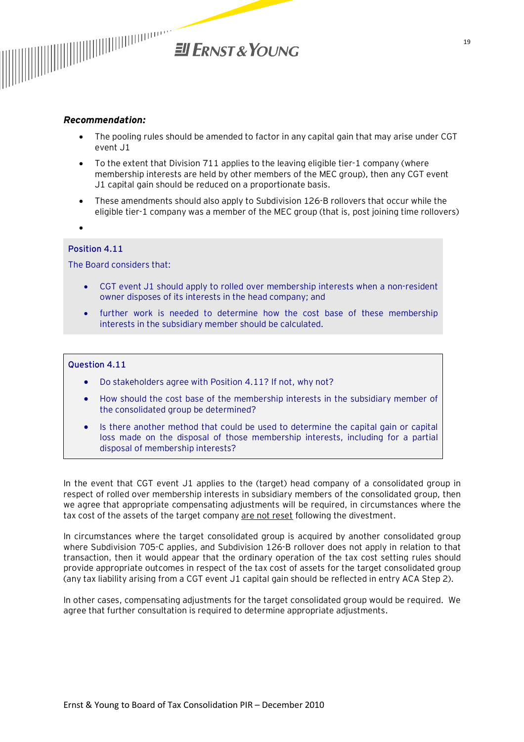***Recommendation:***

- The pooling rules should be amended to factor in any capital gain that may arise under CGT event J1
- To the extent that Division 711 applies to the leaving eligible tier-1 company (where membership interests are held by other members of the MEC group), then any CGT event J1 capital gain should be reduced on a proportionate basis.
- These amendments should also apply to Subdivision 126-B rollovers that occur while the eligible tier-1 company was a member of the MEC group (that is, post joining time rollovers)
- 

**Position 4.11**

The Board considers that:

- CGT event J1 should apply to rolled over membership interests when a non-resident owner disposes of its interests in the head company; and
- further work is needed to determine how the cost base of these membership interests in the subsidiary member should be calculated.

**Question 4.11**

- Do stakeholders agree with Position 4.11? If not, why not?
- How should the cost base of the membership interests in the subsidiary member of the consolidated group be determined?
- Is there another method that could be used to determine the capital gain or capital loss made on the disposal of those membership interests, including for a partial disposal of membership interests?

In the event that CGT event J1 applies to the (target) head company of a consolidated group in respect of rolled over membership interests in subsidiary members of the consolidated group, then we agree that appropriate compensating adjustments will be required, in circumstances where the tax cost of the assets of the target company <u>are not reset</u> following the divestment.

In circumstances where the target consolidated group is acquired by another consolidated group where Subdivision 705-C applies, and Subdivision 126-B rollover does not apply in relation to that transaction, then it would appear that the ordinary operation of the tax cost setting rules should provide appropriate outcomes in respect of the tax cost of assets for the target consolidated group (any tax liability arising from a CGT event J1 capital gain should be reflected in entry ACA Step 2).

In other cases, compensating adjustments for the target consolidated group would be required. We agree that further consultation is required to determine appropriate adjustments.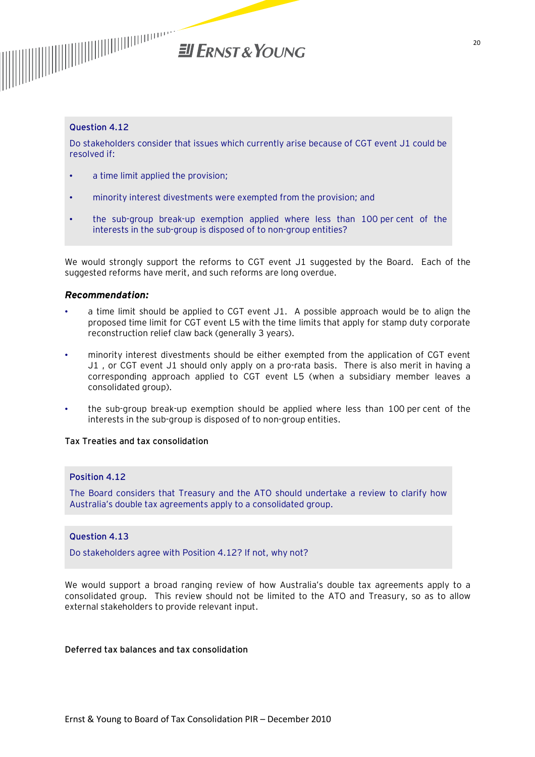**Question 4.12**

Do stakeholders consider that issues which currently arise because of CGT event J1 could be resolved if:

- a time limit applied the provision;
- minority interest divestments were exempted from the provision; and
- the sub-group break-up exemption applied where less than 100 per cent of the interests in the sub-group is disposed of to non-group entities?

We would strongly support the reforms to CGT event J1 suggested by the Board. Each of the suggested reforms have merit, and such reforms are long overdue.

***Recommendation:***

- a time limit should be applied to CGT event J1. A possible approach would be to align the proposed time limit for CGT event L5 with the time limits that apply for stamp duty corporate reconstruction relief claw back (generally 3 years).
- minority interest divestments should be either exempted from the application of CGT event J1 , or CGT event J1 should only apply on a pro-rata basis. There is also merit in having a corresponding approach applied to CGT event L5 (when a subsidiary member leaves a consolidated group).
- the sub-group break-up exemption should be applied where less than 100 per cent of the interests in the sub-group is disposed of to non-group entities.

**Tax Treaties and tax consolidation**

**Position 4.12**

The Board considers that Treasury and the ATO should undertake a review to clarify how Australia's double tax agreements apply to a consolidated group.

**Question 4.13**

Do stakeholders agree with Position 4.12? If not, why not?

We would support a broad ranging review of how Australia's double tax agreements apply to a consolidated group. This review should not be limited to the ATO and Treasury, so as to allow external stakeholders to provide relevant input.

**Deferred tax balances and tax consolidation**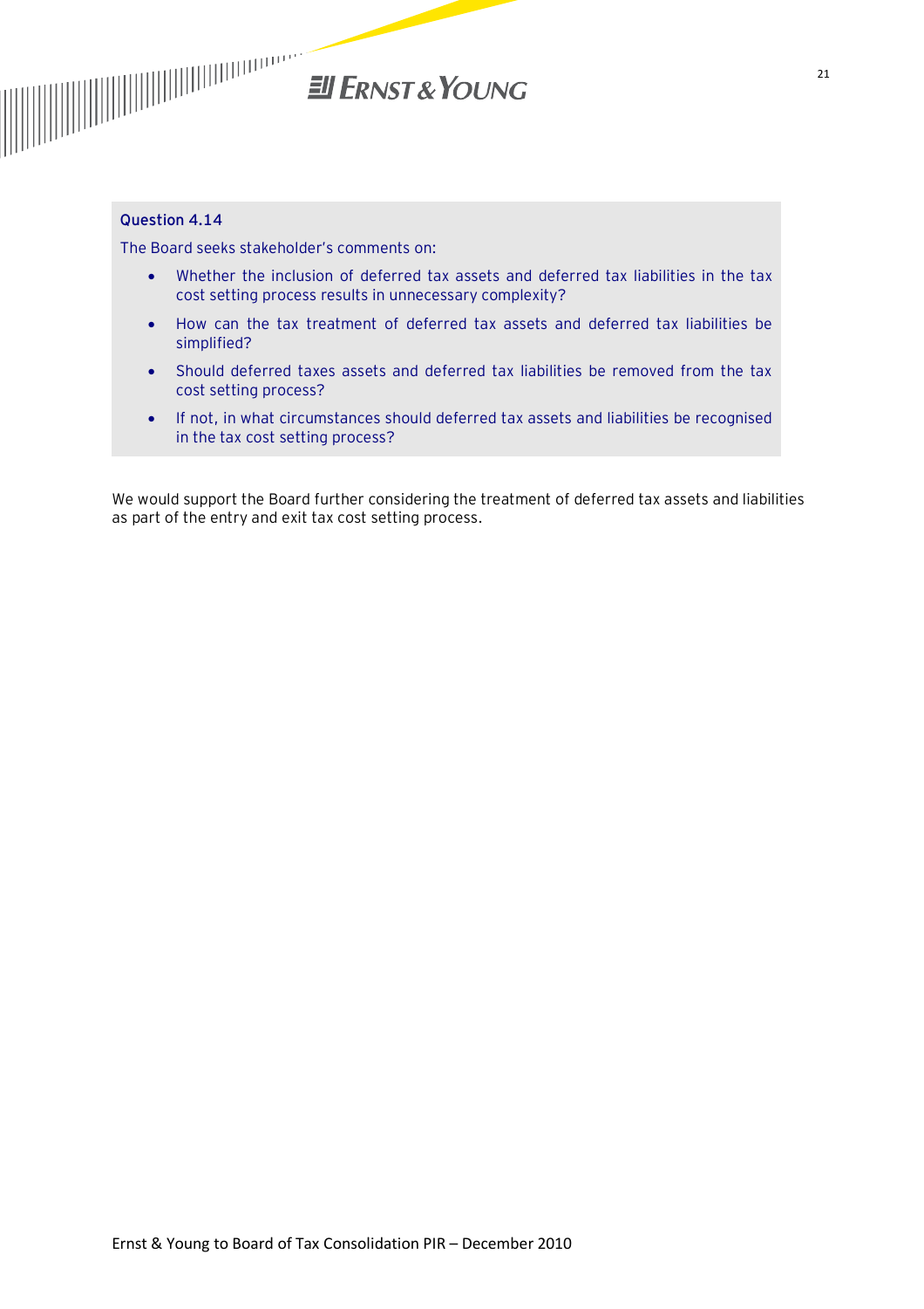### Question 4.14

The Board seeks stakeholder's comments on:

- Whether the inclusion of deferred tax assets and deferred tax liabilities in the tax cost setting process results in unnecessary complexity?
- How can the tax treatment of deferred tax assets and deferred tax liabilities be simplified?
- Should deferred taxes assets and deferred tax liabilities be removed from the tax cost setting process?
- If not, in what circumstances should deferred tax assets and liabilities be recognised in the tax cost setting process?

We would support the Board further considering the treatment of deferred tax assets and liabilities as part of the entry and exit tax cost setting process.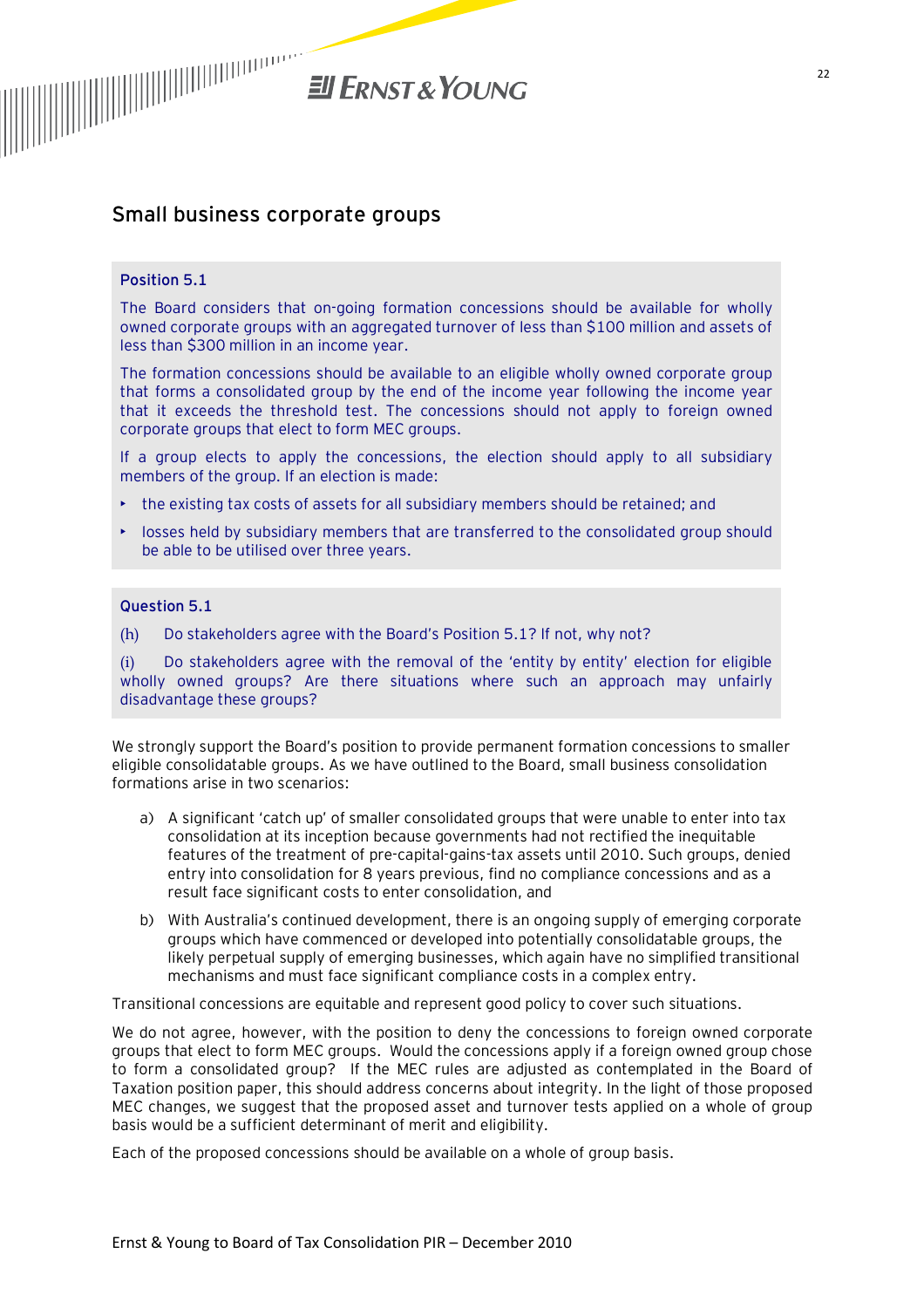## Small business corporate groups

**Position 5.1**

The Board considers that on-going formation concessions should be available for wholly owned corporate groups with an aggregated turnover of less than $100 million and assets of less than $300 million in an income year.

The formation concessions should be available to an eligible wholly owned corporate group that forms a consolidated group by the end of the income year following the income year that it exceeds the threshold test. The concessions should not apply to foreign owned corporate groups that elect to form MEC groups.

If a group elects to apply the concessions, the election should apply to all subsidiary members of the group. If an election is made:

- the existing tax costs of assets for all subsidiary members should be retained; and
- losses held by subsidiary members that are transferred to the consolidated group should be able to be utilised over three years.

**Question 5.1**

(h) Do stakeholders agree with the Board's Position 5.1? If not, why not?

(i) Do stakeholders agree with the removal of the 'entity by entity' election for eligible wholly owned groups? Are there situations where such an approach may unfairly disadvantage these groups?

We strongly support the Board's position to provide permanent formation concessions to smaller eligible consolidatable groups. As we have outlined to the Board, small business consolidation formations arise in two scenarios:

a) A significant 'catch up' of smaller consolidated groups that were unable to enter into tax consolidation at its inception because governments had not rectified the inequitable features of the treatment of pre-capital-gains-tax assets until 2010. Such groups, denied entry into consolidation for 8 years previous, find no compliance concessions and as a result face significant costs to enter consolidation, and

b) With Australia's continued development, there is an ongoing supply of emerging corporate groups which have commenced or developed into potentially consolidatable groups, the likely perpetual supply of emerging businesses, which again have no simplified transitional mechanisms and must face significant compliance costs in a complex entry.

Transitional concessions are equitable and represent good policy to cover such situations.

We do not agree, however, with the position to deny the concessions to foreign owned corporate groups that elect to form MEC groups. Would the concessions apply if a foreign owned group chose to form a consolidated group? If the MEC rules are adjusted as contemplated in the Board of Taxation position paper, this should address concerns about integrity. In the light of those proposed MEC changes, we suggest that the proposed asset and turnover tests applied on a whole of group basis would be a sufficient determinant of merit and eligibility.

Each of the proposed concessions should be available on a whole of group basis.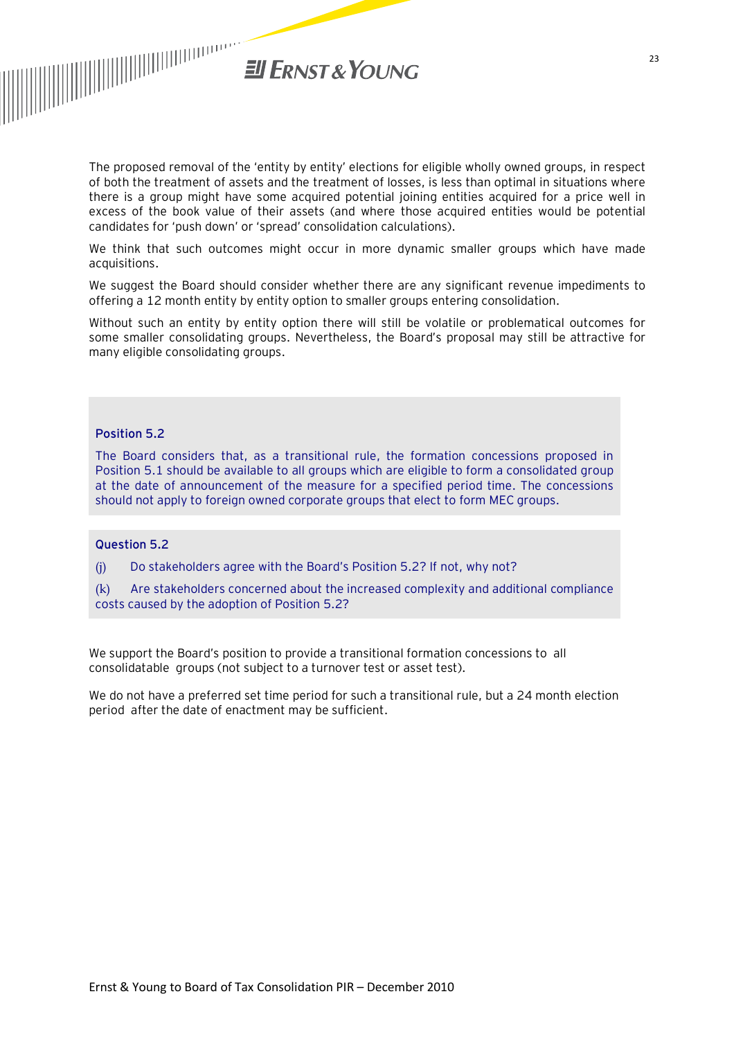The proposed removal of the 'entity by entity' elections for eligible wholly owned groups, in respect of both the treatment of assets and the treatment of losses, is less than optimal in situations where there is a group might have some acquired potential joining entities acquired for a price well in excess of the book value of their assets (and where those acquired entities would be potential candidates for 'push down' or 'spread' consolidation calculations).

We think that such outcomes might occur in more dynamic smaller groups which have made acquisitions.

We suggest the Board should consider whether there are any significant revenue impediments to offering a 12 month entity by entity option to smaller groups entering consolidation.

Without such an entity by entity option there will still be volatile or problematical outcomes for some smaller consolidating groups. Nevertheless, the Board's proposal may still be attractive for many eligible consolidating groups.

### Position 5.2

The Board considers that, as a transitional rule, the formation concessions proposed in Position 5.1 should be available to all groups which are eligible to form a consolidated group at the date of announcement of the measure for a specified period time. The concessions should not apply to foreign owned corporate groups that elect to form MEC groups.

### Question 5.2

(j) Do stakeholders agree with the Board's Position 5.2? If not, why not?

(k) Are stakeholders concerned about the increased complexity and additional compliance costs caused by the adoption of Position 5.2?

We support the Board's position to provide a transitional formation concessions to all consolidatable groups (not subject to a turnover test or asset test).

We do not have a preferred set time period for such a transitional rule, but a 24 month election period after the date of enactment may be sufficient.